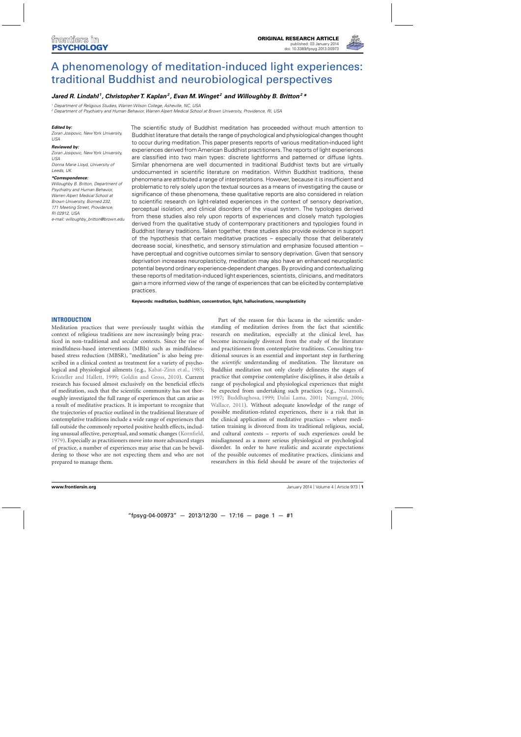ORIGINAL RESEARCH ARTICLE
published: 03 January 2014
doi: 10.3389/fpsyg.2013.00973

# A phenomenology of meditation-induced light experiences: traditional Buddhist and neurobiological perspectives

***Jared R. Lindahl*[1], *Christopher T. Kaplan*[2], *Evan M. Winget*[2] and *Willoughby B. Britton*[2]****

[1] Department of Religious Studies, Warren Wilson College, Asheville, NC, USA
[2] Department of Psychiatry and Human Behavior, Warren Alpert Medical School at Brown University, RI, USA

***Edited by:***
*Zoran Josipovic, New York University, USA*

***Reviewed by:***
*Zoran Josipovic, New York University, USA*
*Donna Marie Lloyd, University of Leeds, UK*

***\*Correspondence:***
*Willoughby B. Britton, Department of Psychiatry and Human Behavior, Warren Alpert Medical School at Brown University, Biomed 232, 171 Meeting Street, Providence, RI 02912, USA*
*e-mail: willoughby_britton@brown.edu*

The scientific study of Buddhist meditation has proceeded without much attention to Buddhist literature that details the range of psychological and physiological changes thought to occur during meditation. This paper presents reports of various meditation-induced light experiences derived from American Buddhist practitioners. The reports of light experiences are classified into two main types: discrete lightforms and patterned or diffuse lights. Similar phenomena are well documented in traditional Buddhist texts but are virtually undocumented in scientific literature on meditation. Within Buddhist traditions, these phenomena are attributed a range of interpretations. However, because it is insufficient and problematic to rely solely upon the textual sources as a means of investigating the cause or significance of these phenomena, these qualitative reports are also considered in relation to scientific research on light-related experiences in the context of sensory deprivation, perceptual isolation, and clinical disorders of the visual system. The typologies derived from these studies also rely upon reports of experiences and closely match typologies derived from the qualitative study of contemporary practitioners and typologies found in Buddhist literary traditions. Taken together, these studies also provide evidence in support of the hypothesis that certain meditative practices – especially those that deliberately decrease social, kinesthetic, and sensory stimulation and emphasize focused attention – have perceptual and cognitive outcomes similar to sensory deprivation. Given that sensory deprivation increases neuroplasticity, meditation may also have an enhanced neuroplastic potential beyond ordinary experience-dependent changes. By providing and contextualizing these reports of meditation-induced light experiences, scientists, clinicians, and meditators gain a more informed view of the range of experiences that can be elicited by contemplative practices.

**Keywords: meditation, buddhism, concentration, light, hallucinations, neuroplasticity**

## INTRODUCTION

Meditation practices that were previously taught within the context of religious traditions are now increasingly being practiced in non-traditional and secular contexts. Since the rise of mindfulness-based interventions (MBIs) such as mindfulness-based stress reduction (MBSR), "meditation" is also being prescribed in a clinical context as treatment for a variety of psychological and physiological ailments (e.g., Kabat-Zinn et al., 1985; Kristeller and Hallett, 1999; Goldin and Gross, 2010). Current research has focused almost exclusively on the beneficial effects of meditation, such that the scientific community has not thoroughly investigated the full range of experiences that can arise as a result of meditative practices. It is important to recognize that the trajectories of practice outlined in the traditional literature of contemplative traditions include a wide range of experiences that fall outside the commonly reported positive health effects, including unusual affective, perceptual, and somatic changes (Kornfield, 1979). Especially as practitioners move into more advanced stages of practice, a number of experiences may arise that can be bewildering to those who are not expecting them and who are not prepared to manage them.

Part of the reason for this lacuna in the scientific understanding of meditation derives from the fact that scientific research on meditation, especially at the clinical level, has become increasingly divorced from the study of the literature and practitioners from contemplative traditions. Consulting traditional sources is an essential and important step in furthering the *scientific* understanding of meditation. The literature on Buddhist meditation not only clearly delineates the stages of practice that comprise contemplative disciplines, it also details a range of psychological and physiological experiences that might be expected from undertaking such practices (e.g., Nanamoli, 1997; Buddhaghosa, 1999; Dalai Lama, 2001; Namgyal, 2006; Wallace, 2011). Without adequate knowledge of the range of possible meditation-related experiences, there is a risk that in the clinical application of meditative practices – where meditation training is divorced from its traditional religious, social, and cultural contexts – reports of such experiences could be misdiagnosed as a more serious physiological or psychological disorder. In order to have realistic and accurate expectations of the possible outcomes of meditative practices, clinicians and researchers in this field should be aware of the trajectories of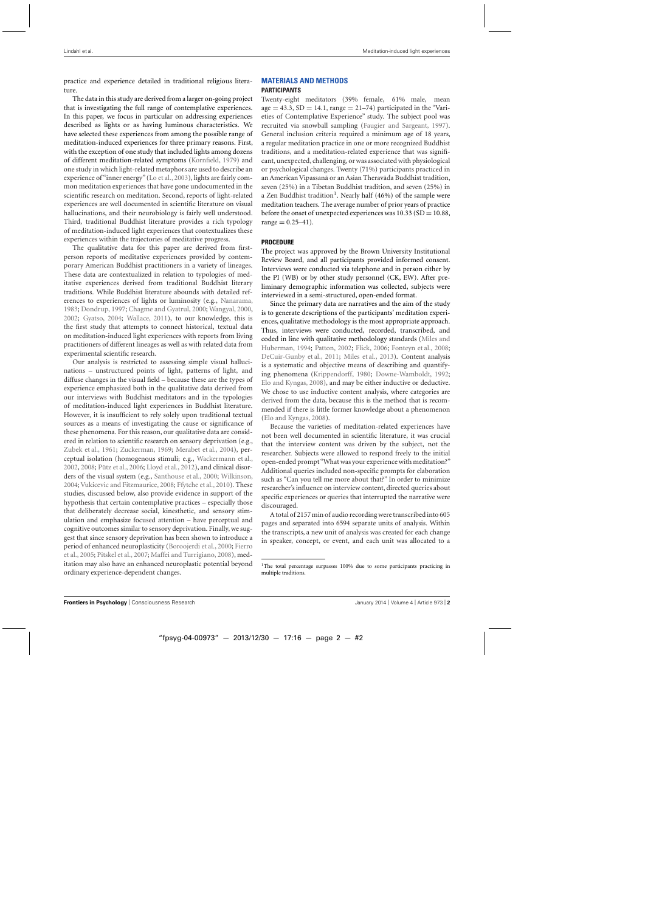practice and experience detailed in traditional religious literature.

The data in this study are derived from a larger on-going project that is investigating the full range of contemplative experiences. In this paper, we focus in particular on addressing experiences described as lights or as having luminous characteristics. We have selected these experiences from among the possible range of meditation-induced experiences for three primary reasons. First, with the exception of one study that included lights among dozens of different meditation-related symptoms (Kornfield, 1979) and one study in which light-related metaphors are used to describe an experience of "inner energy" (Lo et al., 2003), lights are fairly common meditation experiences that have gone undocumented in the scientific research on meditation. Second, reports of light-related experiences are well documented in scientific literature on visual hallucinations, and their neurobiology is fairly well understood. Third, traditional Buddhist literature provides a rich typology of meditation-induced light experiences that contextualizes these experiences within the trajectories of meditative progress.

The qualitative data for this paper are derived from first-person reports of meditative experiences provided by contemporary American Buddhist practitioners in a variety of lineages. These data are contextualized in relation to typologies of meditative experiences derived from traditional Buddhist literary traditions. While Buddhist literature abounds with detailed references to experiences of lights or luminosity (e.g., Nanarama, 1983; Dondrup, 1997; Chagme and Gyatrul, 2000; Wangyal, 2000, 2002; Gyatso, 2004; Wallace, 2011), to our knowledge, this is the first study that attempts to connect historical, textual data on meditation-induced light experiences with reports from living practitioners of different lineages as well as with related data from experimental scientific research.

Our analysis is restricted to assessing simple visual hallucinations – unstructured points of light, patterns of light, and diffuse changes in the visual field – because these are the types of experience emphasized both in the qualitative data derived from our interviews with Buddhist meditators and in the typologies of meditation-induced light experiences in Buddhist literature. However, it is insufficient to rely solely upon traditional textual sources as a means of investigating the cause or significance of these phenomena. For this reason, our qualitative data are considered in relation to scientific research on sensory deprivation (e.g., Zubek et al., 1961; Zuckerman, 1969; Merabet et al., 2004), perceptual isolation (homogenous stimuli; e.g., Wackermann et al., 2002, 2008; Pütz et al., 2006; Lloyd et al., 2012), and clinical disorders of the visual system (e.g., Santhouse et al., 2000; Wilkinson, 2004; Vukicevic and Fitzmaurice, 2008; Ffytche et al., 2010). These studies, discussed below, also provide evidence in support of the hypothesis that certain contemplative practices – especially those that deliberately decrease social, kinesthetic, and sensory stimulation and emphasize focused attention – have perceptual and cognitive outcomes similar to sensory deprivation. Finally, we suggest that since sensory deprivation has been shown to introduce a period of enhanced neuroplasticity (Boroojerdi et al., 2000; Fierro et al., 2005; Pitskel et al., 2007; Maffei and Turrigiano, 2008), meditation may also have an enhanced neuroplastic potential beyond ordinary experience-dependent changes.

## MATERIALS AND METHODS

### PARTICIPANTS

Twenty-eight meditators (39% female, 61% male, mean age = 43.3, SD = 14.1, range = 21–74) participated in the "Varieties of Contemplative Experience" study. The subject pool was recruited via snowball sampling (Faugier and Sargeant, 1997). General inclusion criteria required a minimum age of 18 years, a regular meditation practice in one or more recognized Buddhist traditions, and a meditation-related experience that was significant, unexpected, challenging, or was associated with physiological or psychological changes. Twenty (71%) participants practiced in an American Vipassanā or an Asian Theravāda Buddhist tradition, seven (25%) in a Tibetan Buddhist tradition, and seven (25%) in a Zen Buddhist tradition[1]. Nearly half (46%) of the sample were meditation teachers. The average number of prior years of practice before the onset of unexpected experiences was 10.33 (SD = 10.88, range = 0.25–41).

### PROCEDURE

The project was approved by the Brown University Institutional Review Board, and all participants provided informed consent. Interviews were conducted via telephone and in person either by the PI (WB) or by other study personnel (CK, EW). After preliminary demographic information was collected, subjects were interviewed in a semi-structured, open-ended format.

Since the primary data are narratives and the aim of the study is to generate descriptions of the participants' meditation experiences, qualitative methodology is the most appropriate approach. Thus, interviews were conducted, recorded, transcribed, and coded in line with qualitative methodology standards (Miles and Huberman, 1994; Patton, 2002; Flick, 2006; Fonteyn et al., 2008; DeCuir-Gunby et al., 2011; Miles et al., 2013). Content analysis is a systematic and objective means of describing and quantifying phenomena (Krippendorff, 1980; Downe-Wamboldt, 1992; Elo and Kyngas, 2008), and may be either inductive or deductive. We chose to use inductive content analysis, where categories are derived from the data, because this is the method that is recommended if there is little former knowledge about a phenomenon (Elo and Kyngas, 2008).

Because the varieties of meditation-related experiences have not been well documented in scientific literature, it was crucial that the interview content was driven by the subject, not the researcher. Subjects were allowed to respond freely to the initial open-ended prompt "What was your experience with meditation?" Additional queries included non-specific prompts for elaboration such as "Can you tell me more about that?" In order to minimize researcher's influence on interview content, directed queries about specific experiences or queries that interrupted the narrative were discouraged.

A total of 2157 min of audio recording were transcribed into 605 pages and separated into 6594 separate units of analysis. Within the transcripts, a new unit of analysis was created for each change in speaker, concept, or event, and each unit was allocated to a

[1]The total percentage surpasses 100% due to some participants practicing in multiple traditions.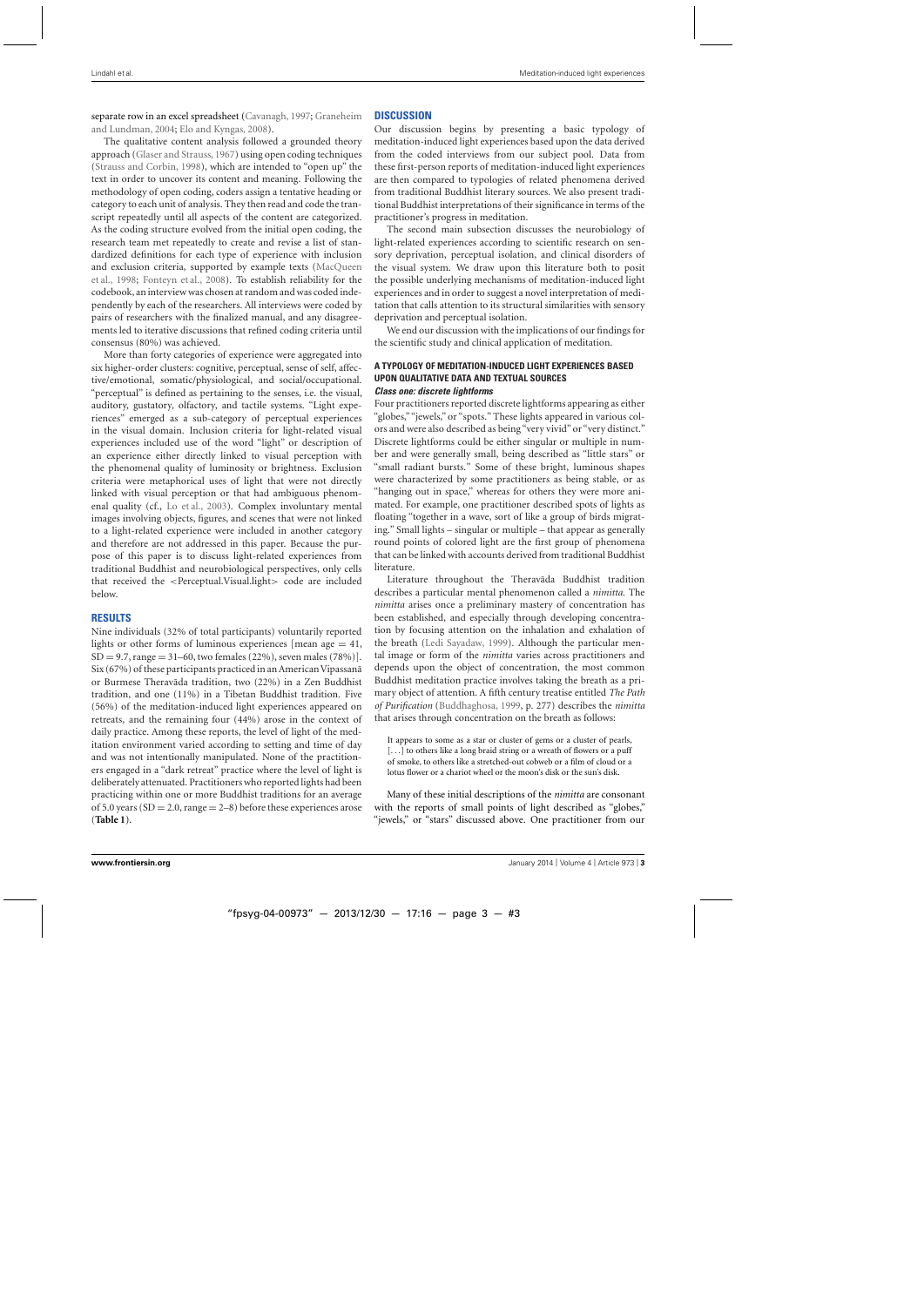separate row in an excel spreadsheet (Cavanagh, 1997; Graneheim and Lundman, 2004; Elo and Kyngas, 2008).

The qualitative content analysis followed a grounded theory approach (Glaser and Strauss, 1967) using open coding techniques (Strauss and Corbin, 1998), which are intended to "open up" the text in order to uncover its content and meaning. Following the methodology of open coding, coders assign a tentative heading or category to each unit of analysis. They then read and code the transcript repeatedly until all aspects of the content are categorized. As the coding structure evolved from the initial open coding, the research team met repeatedly to create and revise a list of standardized definitions for each type of experience with inclusion and exclusion criteria, supported by example texts (MacQueen et al., 1998; Fonteyn et al., 2008). To establish reliability for the codebook, an interview was chosen at random and was coded independently by each of the researchers. All interviews were coded by pairs of researchers with the finalized manual, and any disagreements led to iterative discussions that refined coding criteria until consensus (80%) was achieved.

More than forty categories of experience were aggregated into six higher-order clusters: cognitive, perceptual, sense of self, affective/emotional, somatic/physiological, and social/occupational. "perceptual" is defined as pertaining to the senses, i.e. the visual, auditory, gustatory, olfactory, and tactile systems. "Light experiences" emerged as a sub-category of perceptual experiences in the visual domain. Inclusion criteria for light-related visual experiences included use of the word "light" or description of an experience either directly linked to visual perception with the phenomenal quality of luminosity or brightness. Exclusion criteria were metaphorical uses of light that were not directly linked with visual perception or that had ambiguous phenomenal quality (cf., Lo et al., 2003). Complex involuntary mental images involving objects, figures, and scenes that were not linked to a light-related experience were included in another category and therefore are not addressed in this paper. Because the purpose of this paper is to discuss light-related experiences from traditional Buddhist and neurobiological perspectives, only cells that received the <Perceptual.Visual.light> code are included below.

## RESULTS

Nine individuals (32% of total participants) voluntarily reported lights or other forms of luminous experiences [mean age = 41, SD = 9.7, range = 31–60, two females (22%), seven males (78%)]. Six (67%) of these participants practiced in an American Vipassanā or Burmese Theravāda tradition, two (22%) in a Zen Buddhist tradition, and one (11%) in a Tibetan Buddhist tradition. Five (56%) of the meditation-induced light experiences appeared on retreats, and the remaining four (44%) arose in the context of daily practice. Among these reports, the level of light of the meditation environment varied according to setting and time of day and was not intentionally manipulated. None of the practitioners engaged in a "dark retreat" practice where the level of light is deliberately attenuated. Practitioners who reported lights had been practicing within one or more Buddhist traditions for an average of 5.0 years (SD = 2.0, range = 2–8) before these experiences arose (**Table 1**).

## DISCUSSION

Our discussion begins by presenting a basic typology of meditation-induced light experiences based upon the data derived from the coded interviews from our subject pool. Data from these first-person reports of meditation-induced light experiences are then compared to typologies of related phenomena derived from traditional Buddhist literary sources. We also present traditional Buddhist interpretations of their significance in terms of the practitioner's progress in meditation.

The second main subsection discusses the neurobiology of light-related experiences according to scientific research on sensory deprivation, perceptual isolation, and clinical disorders of the visual system. We draw upon this literature both to posit the possible underlying mechanisms of meditation-induced light experiences and in order to suggest a novel interpretation of meditation that calls attention to its structural similarities with sensory deprivation and perceptual isolation.

We end our discussion with the implications of our findings for the scientific study and clinical application of meditation.

### A TYPOLOGY OF MEDITATION-INDUCED LIGHT EXPERIENCES BASED UPON QUALITATIVE DATA AND TEXTUAL SOURCES

#### *Class one: discrete lightforms*

Four practitioners reported discrete lightforms appearing as either "globes," "jewels," or "spots." These lights appeared in various colors and were also described as being "very vivid" or "very distinct." Discrete lightforms could be either singular or multiple in number and were generally small, being described as "little stars" or "small radiant bursts." Some of these bright, luminous shapes were characterized by some practitioners as being stable, or as "hanging out in space," whereas for others they were more animated. For example, one practitioner described spots of lights as floating "together in a wave, sort of like a group of birds migrating." Small lights – singular or multiple – that appear as generally round points of colored light are the first group of phenomena that can be linked with accounts derived from traditional Buddhist literature.

Literature throughout the Theravāda Buddhist tradition describes a particular mental phenomenon called a *nimitta*. The *nimitta* arises once a preliminary mastery of concentration has been established, and especially through developing concentration by focusing attention on the inhalation and exhalation of the breath (Ledi Sayadaw, 1999). Although the particular mental image or form of the *nimitta* varies across practitioners and depends upon the object of concentration, the most common Buddhist meditation practice involves taking the breath as a primary object of attention. A fifth century treatise entitled *The Path of Purification* (Buddhaghosa, 1999, p. 277) describes the *nimitta* that arises through concentration on the breath as follows:

> It appears to some as a star or cluster of gems or a cluster of pearls, [...] to others like a long braid string or a wreath of flowers or a puff of smoke, to others like a stretched-out cobweb or a film of cloud or a lotus flower or a chariot wheel or the moon's disk or the sun's disk.

Many of these initial descriptions of the *nimitta* are consonant with the reports of small points of light described as "globes," "jewels," or "stars" discussed above. One practitioner from our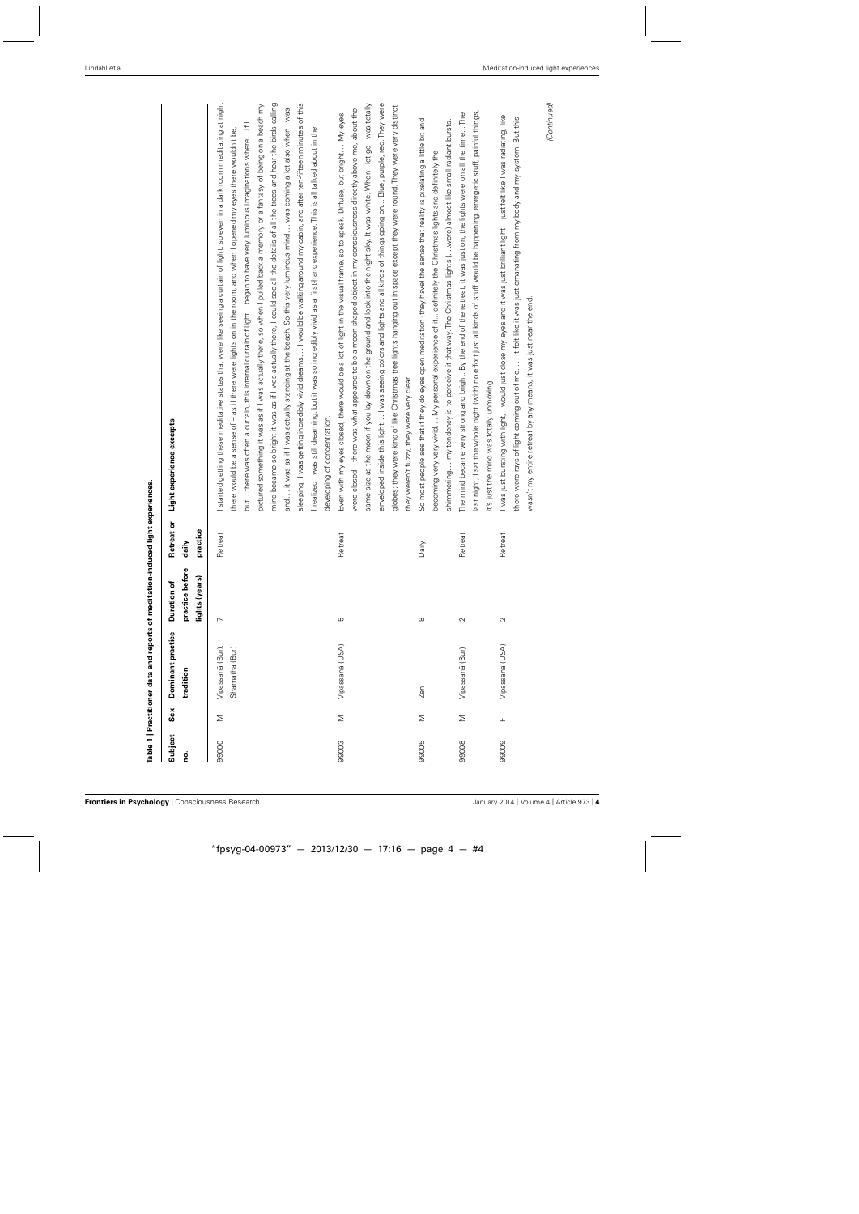**Table 1 | Practitioner data and reports of meditation-induced light experiences.**

| Subject no. | Sex | Dominant practice tradition | Duration of practice before lights (years) | Retreat or daily practice | Light experience excerpts |
|---|---|---|---|---|---|
| 99000 | M | Vipassanā (Bur), Shamatha (Bur) | 7 | Retreat | I started getting these meditative states that were like seeing a curtain of light, so even in a dark room meditating at night there would be a sense of – as if there were lights on in the room, and when I opened my eyes there wouldn't be, but… there was often a curtain, this internal curtain of light. I began to have very luminous imaginations where…if I pictured something it was as if I was actually there, so when I pulled back a memory or a fantasy of being on a beach my mind became so bright it was as if I was actually there, I could see all the details of all the trees and hear the birds calling and… it was as if I was actually standing at the beach. So this very luminous mind… was coming a lot also when I was sleeping; I was getting incredibly vivid dreams… I would be walking around my cabin, and after ten-fifteen minutes of this I realized I was still dreaming, but it was so incredibly vivid as a firsthand experience. This is all talked about in the developing of concentration. |
| 99003 | M | Vipassanā (USA) | 5 | Retreat | Even with my eyes closed, there would be a lot of light in the visual frame, so to speak. Diffuse, but bright… My eyes were closed – there was what appeared to be a moon-shaped object in my consciousness directly above me, about the same size as the moon if you lay down on the ground and look into the night sky. It was white. When I let go I was totally enveloped inside this light… I was seeing colors and lights and all kinds of things going on… Blue, purple, red. They were globes; they were kind of like Christmas tree lights hanging out in space except they were round. They were very distinct; they weren't fuzzy, they were very clear. |
| 99005 | M | Zen | 8 | Daily | So most people see that if they do eyes open meditation (they have) the sense that reality is pixelating a little bit and becoming very very vivid… My personal experience of it… definitely the Christmas lights and definitely the shimmering… my tendency is to perceive it that way. The Christmas lights (…were) almost like small radiant bursts. |
| 99008 | M | Vipassanā (Bur) | 2 | Retreat | The mind became very strong and bright. By the end of the retreat, it was just on, the lights were on all the time…The last night, I sat the whole night (with) no effort just all kinds of stuff would be happening, energetic stuff, painful things, it's just the mind was totally unmoving. |
| 99009 | F | Vipassanā (USA) | 2 | Retreat | I was just bursting with light, I would just close my eyes and it was just brilliant light. I just felt like I was radiating, like there were rays of light coming out of me… It felt like it was just emanating from my body and my system. But this wasn't my entire retreat by any means, it was just near the end. |

*(Continued)*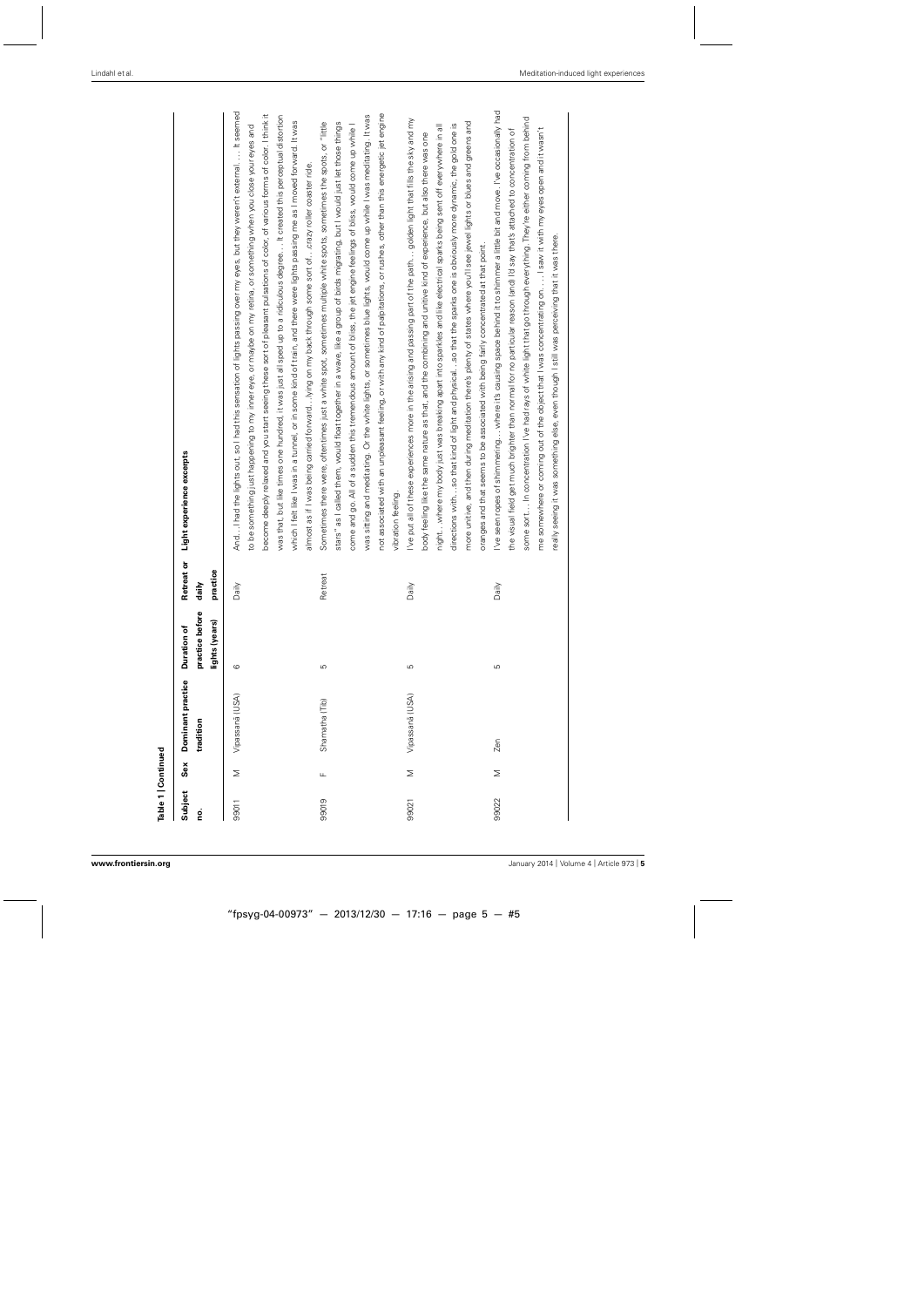**Table 1 | Continued**

| Subject no. | Sex | Dominant practice tradition | Duration of practice before lights (years) | Retreat or daily practice | Light experience excerpts |
|---|---|---|---|---|---|
| 99011 | M | Vipassanā (USA) | 6 | Daily | And… I had the lights out, so I had this sensation of lights passing over my eyes, but they weren't external…. It seemed to be something just happening to my inner eye, or maybe on my retina, or something when you close your eyes and become deeply relaxed and you start seeing these sort of pleasant pulsations of color, of various forms of color. I think it was that, but like times one hundred, it was just all sped up to a ridiculous degree… It created this perceptual distortion which I felt like I was in a tunnel, or in some kind of train, and there were lights passing me as I moved forward. It was almost as if I was being carried forward…lying on my back through some sort of…crazy roller coaster ride. |
| 99019 | F | Shamatha (Tib) | 5 | Retreat | Sometimes there were, oftentimes just a white spot, sometimes multiple white spots, sometimes the spots, or "little stars" as I called them, would float together in a wave, like a group of birds migrating, but I would just let those things come and go. All of a sudden this tremendous amount of bliss, the jet engine feelings of bliss, would come up while I was sitting and meditating. Or the white lights, or sometimes blue lights, would come up while I was meditating. It was not associated with an unpleasant feeling, or with any kind of palpitations, or rushes, other than this energetic jet engine vibration feeling. |
| 99021 | M | Vipassanā (USA) | 5 | Daily | I've put all of these experiences more in the arising and passing part of the path… golden light that fills the sky and my body feeling like the same nature as that, and the combining and unitive kind of experience, but also there was one night…where my body just was breaking apart into sparkles and like electrical sparks being sent off everywhere in all directions with…so that kind of light and physical…so that the sparks one is obviously more dynamic, the gold one is more unitive, and then during meditation there's plenty of states where you'll see jewel lights or blues and greens and oranges and that seems to be associated with being fairly concentrated at that point. |
| 99022 | M | Zen | 5 | Daily | I've seen ropes of shimmering… where it's causing space behind it to shimmer a little bit and move. I've occasionally had the visual field get much brighter than normal for no particular reason [and] I'd say that's attached to concentration of some sort… In concentration I've had rays of white light that go through everything. They're either coming from behind me somewhere or coming out of the object that I was concentrating on…. I saw it with my eyes open and it wasn't really seeing it was something else, even though I still was perceiving that it was there. |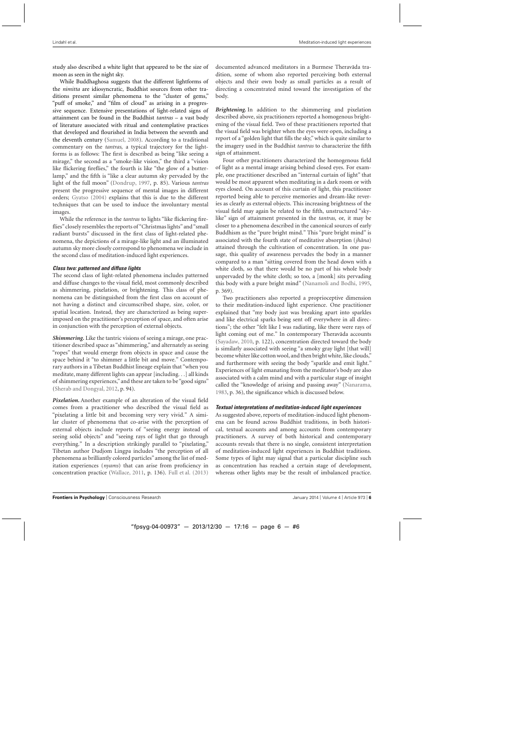study also described a white light that appeared to be the size of moon as seen in the night sky.

While Buddhaghosa suggests that the different lightforms of the *nimitta* are idiosyncratic, Buddhist sources from other traditions present similar phenomena to the "cluster of gems," "puff of smoke," and "film of cloud" as arising in a progressive sequence. Extensive presentations of light-related signs of attainment can be found in the Buddhist *tantras* – a vast body of literature associated with ritual and contemplative practices that developed and flourished in India between the seventh and the eleventh century (Samuel, 2008). According to a traditional commentary on the *tantras*, a typical trajectory for the lightforms is as follows: The first is described as being "like seeing a mirage," the second as a "smoke-like vision," the third a "vision like flickering fireflies," the fourth is like "the glow of a butterlamp," and the fifth is "like a clear autumn sky pervaded by the light of the full moon" (Dondrup, 1997, p. 85). Various *tantras* present the progressive sequence of mental images in different orders; Gyatso (2004) explains that this is due to the different techniques that can be used to induce the involuntary mental images.

While the reference in the *tantras* to lights "like flickering fireflies" closely resembles the reports of "Christmas lights" and "small radiant bursts" discussed in the first class of light-related phenomena, the depictions of a mirage-like light and an illuminated autumn sky more closely correspond to phenomena we include in the second class of meditation-induced light experiences.

#### *Class two: patterned and diffuse lights*

The second class of light-related phenomena includes patterned and diffuse changes to the visual field, most commonly described as shimmering, pixelation, or brightening. This class of phenomena can be distinguished from the first class on account of not having a distinct and circumscribed shape, size, color, or spatial location. Instead, they are characterized as being superimposed on the practitioner's perception of space, and often arise in conjunction with the perception of external objects.

***Shimmering.*** Like the tantric visions of seeing a mirage, one practitioner described space as "shimmering," and alternately as seeing "ropes" that would emerge from objects in space and cause the space behind it "to shimmer a little bit and move." Contemporary authors in a Tibetan Buddhist lineage explain that "when you meditate, many different lights can appear [including. . .] all kinds of shimmering experiences," and these are taken to be "good signs" (Sherab and Dongyal, 2012, p. 94).

***Pixelation.*** Another example of an alteration of the visual field comes from a practitioner who described the visual field as "pixelating a little bit and becoming very very vivid." A similar cluster of phenomena that co-arise with the perception of external objects include reports of "seeing energy instead of seeing solid objects" and "seeing rays of light that go through everything." In a description strikingly parallel to "pixelating," Tibetan author Dudjom Lingpa includes "the perception of all phenomena as brilliantly colored particles" among the list of meditation experiences (*nyams*) that can arise from proficiency in concentration practice (Wallace, 2011, p. 136). Full et al. (2013) documented advanced meditators in a Burmese Theravāda tradition, some of whom also reported perceiving both external objects and their own body as small particles as a result of directing a concentrated mind toward the investigation of the body.

***Brightening.*** In addition to the shimmering and pixelation described above, six practitioners reported a homogenous brightening of the visual field. Two of these practitioners reported that the visual field was brighter when the eyes were open, including a report of a "golden light that fills the sky," which is quite similar to the imagery used in the Buddhist *tantras* to characterize the fifth sign of attainment.

Four other practitioners characterized the homogenous field of light as a mental image arising behind closed eyes. For example, one practitioner described an "internal curtain of light" that would be most apparent when meditating in a dark room or with eyes closed. On account of this curtain of light, this practitioner reported being able to perceive memories and dream-like reveries as clearly as external objects. This increasing brightness of the visual field may again be related to the fifth, unstructured "sky-like" sign of attainment presented in the *tantras*, or, it may be closer to a phenomena described in the canonical sources of early Buddhism as the "pure bright mind." This "pure bright mind" is associated with the fourth state of meditative absorption (*jhāna*) attained through the cultivation of concentration. In one passage, this quality of awareness pervades the body in a manner compared to a man "sitting covered from the head down with a white cloth, so that there would be no part of his whole body unpervaded by the white cloth; so too, a [monk] sits pervading this body with a pure bright mind" (Nanamoli and Bodhi, 1995, p. 369).

Two practitioners also reported a proprioceptive dimension to their meditation-induced light experience. One practitioner explained that "my body just was breaking apart into sparkles and like electrical sparks being sent off everywhere in all directions"; the other "felt like I was radiating, like there were rays of light coming out of me." In contemporary Theravāda accounts (Sayadaw, 2010, p. 122), concentration directed toward the body is similarly associated with seeing "a smoky gray light [that will] become whiter like cotton wool, and then bright white, like clouds," and furthermore with seeing the body "sparkle and emit light." Experiences of light emanating from the meditator's body are also associated with a calm mind and with a particular stage of insight called the "knowledge of arising and passing away" (Nanarama, 1983, p. 36), the significance which is discussed below.

#### *Textual interpretations of meditation-induced light experiences*

As suggested above, reports of meditation-induced light phenomena can be found across Buddhist traditions, in both historical, textual accounts and among accounts from contemporary practitioners. A survey of both historical and contemporary accounts reveals that there is no single, consistent interpretation of meditation-induced light experiences in Buddhist traditions. Some types of light may signal that a particular discipline such as concentration has reached a certain stage of development, whereas other lights may be the result of imbalanced practice.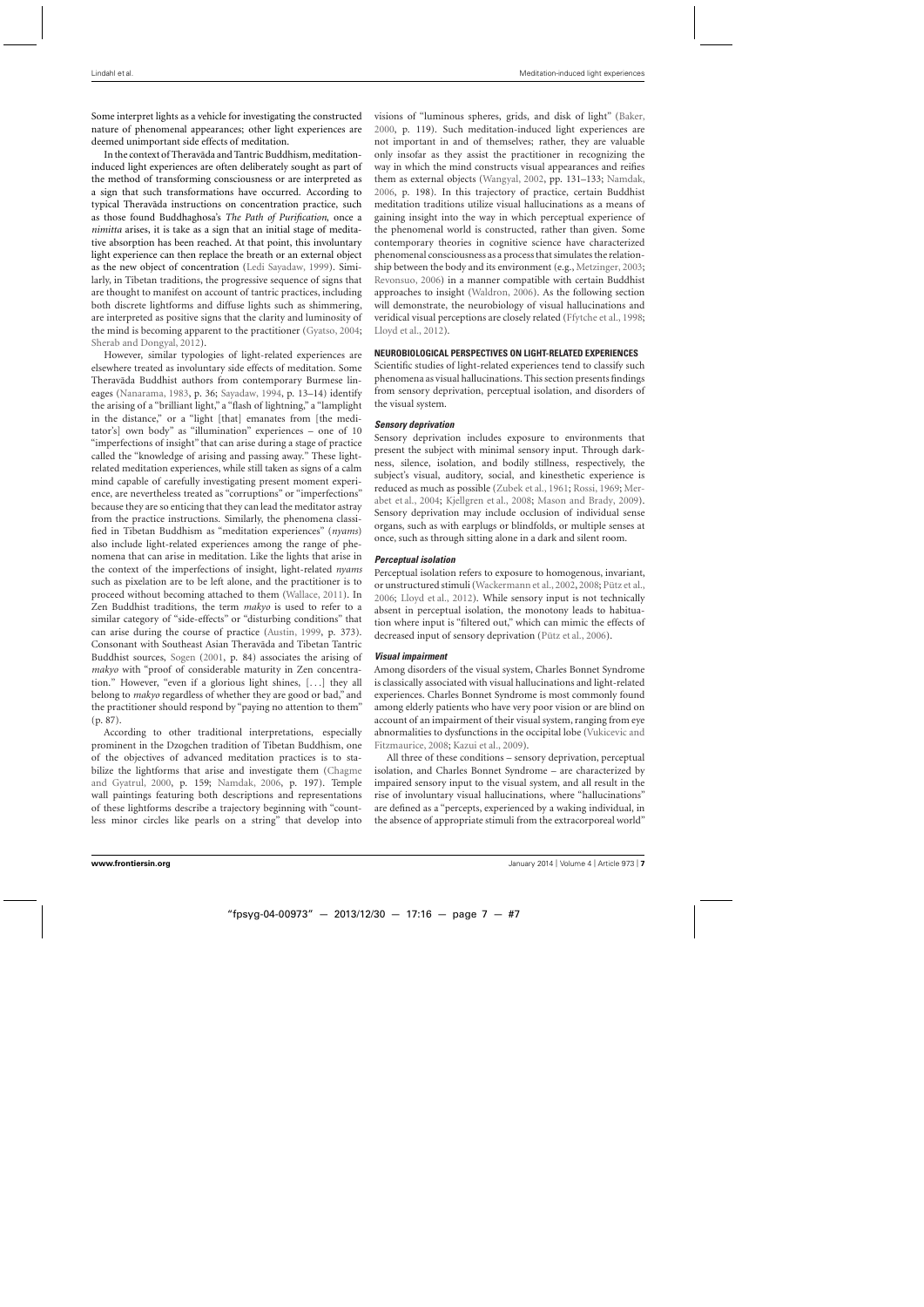Some interpret lights as a vehicle for investigating the constructed nature of phenomenal appearances; other light experiences are deemed unimportant side effects of meditation.

In the context of Theravāda and Tantric Buddhism, meditation-induced light experiences are often deliberately sought as part of the method of transforming consciousness or are interpreted as a sign that such transformations have occurred. According to typical Theravāda instructions on concentration practice, such as those found Buddhaghosa's *The Path of Purification*, once a *nimitta* arises, it is take as a sign that an initial stage of meditative absorption has been reached. At that point, this involuntary light experience can then replace the breath or an external object as the new object of concentration (Ledi Sayadaw, 1999). Similarly, in Tibetan traditions, the progressive sequence of signs that are thought to manifest on account of tantric practices, including both discrete lightforms and diffuse lights such as shimmering, are interpreted as positive signs that the clarity and luminosity of the mind is becoming apparent to the practitioner (Gyatso, 2004; Sherab and Dongyal, 2012).

However, similar typologies of light-related experiences are elsewhere treated as involuntary side effects of meditation. Some Theravāda Buddhist authors from contemporary Burmese lineages (Nanarama, 1983, p. 36; Sayadaw, 1994, p. 13–14) identify the arising of a "brilliant light," a "flash of lightning," a "lamplight in the distance," or a "light [that] emanates from [the meditator's] own body" as "illumination" experiences – one of 10 "imperfections of insight" that can arise during a stage of practice called the "knowledge of arising and passing away." These light-related meditation experiences, while still taken as signs of a calm mind capable of carefully investigating present moment experience, are nevertheless treated as "corruptions" or "imperfections" because they are so enticing that they can lead the meditator astray from the practice instructions. Similarly, the phenomena classified in Tibetan Buddhism as "meditation experiences" (*nyams*) also include light-related experiences among the range of phenomena that can arise in meditation. Like the lights that arise in the context of the imperfections of insight, light-related *nyams* such as pixelation are to be left alone, and the practitioner is to proceed without becoming attached to them (Wallace, 2011). In Zen Buddhist traditions, the term *makyo* is used to refer to a similar category of "side-effects" or "disturbing conditions" that can arise during the course of practice (Austin, 1999, p. 373). Consonant with Southeast Asian Theravāda and Tibetan Tantric Buddhist sources, Sogen (2001, p. 84) associates the arising of *makyo* with "proof of considerable maturity in Zen concentration." However, "even if a glorious light shines, [...] they all belong to *makyo* regardless of whether they are good or bad," and the practitioner should respond by "paying no attention to them" (p. 87).

According to other traditional interpretations, especially prominent in the Dzogchen tradition of Tibetan Buddhism, one of the objectives of advanced meditation practices is to stabilize the lightforms that arise and investigate them (Chagme and Gyatrul, 2000, p. 159; Namdak, 2006, p. 197). Temple wall paintings featuring both descriptions and representations of these lightforms describe a trajectory beginning with "countless minor circles like pearls on a string" that develop into visions of "luminous spheres, grids, and disk of light" (Baker, 2000, p. 119). Such meditation-induced light experiences are not important in and of themselves; rather, they are valuable only insofar as they assist the practitioner in recognizing the way in which the mind constructs visual appearances and reifies them as external objects (Wangyal, 2002, pp. 131–133; Namdak, 2006, p. 198). In this trajectory of practice, certain Buddhist meditation traditions utilize visual hallucinations as a means of gaining insight into the way in which perceptual experience of the phenomenal world is constructed, rather than given. Some contemporary theories in cognitive science have characterized phenomenal consciousness as a process that simulates the relationship between the body and its environment (e.g., Metzinger, 2003; Revonsuo, 2006) in a manner compatible with certain Buddhist approaches to insight (Waldron, 2006). As the following section will demonstrate, the neurobiology of visual hallucinations and veridical visual perceptions are closely related (Ffytche et al., 1998; Lloyd et al., 2012).

## NEUROBIOLOGICAL PERSPECTIVES ON LIGHT-RELATED EXPERIENCES

Scientific studies of light-related experiences tend to classify such phenomena as visual hallucinations. This section presents findings from sensory deprivation, perceptual isolation, and disorders of the visual system.

### *Sensory deprivation*

Sensory deprivation involves exposure to environments that present the subject with minimal sensory input. Through darkness, silence, isolation, and bodily stillness, respectively, the subject's visual, auditory, social, and kinesthetic experience is reduced as much as possible (Zubek et al., 1961; Rossi, 1969; Merabet et al., 2004; Kjellgren et al., 2008; Mason and Brady, 2009). Sensory deprivation may include occlusion of individual sense organs, such as with earplugs or blindfolds, or multiple senses at once, such as through sitting alone in a dark and silent room.

### *Perceptual isolation*

Perceptual isolation refers to exposure to homogenous, invariant, or unstructured stimuli (Wackermann et al., 2002, 2008; Pütz et al., 2006; Lloyd et al., 2012). While sensory input is not technically absent in perceptual isolation, the monotony leads to habituation where input is "filtered out," which can mimic the effects of decreased input of sensory deprivation (Pütz et al., 2006).

### *Visual impairment*

Among disorders of the visual system, Charles Bonnet Syndrome is classically associated with visual hallucinations and light-related experiences. Charles Bonnet Syndrome is most commonly found among elderly patients who have very poor vision or are blind on account of an impairment of their visual system, ranging from eye abnormalities to dysfunctions in the occipital lobe (Vukicevic and Fitzmaurice, 2008; Kazui et al., 2009).

All three of these conditions – sensory deprivation, perceptual isolation, and Charles Bonnet Syndrome – are characterized by impaired sensory input to the visual system, and all result in the rise of involuntary visual hallucinations, where "hallucinations" are defined as a "percepts, experienced by a waking individual, in the absence of appropriate stimuli from the extracorporeal world"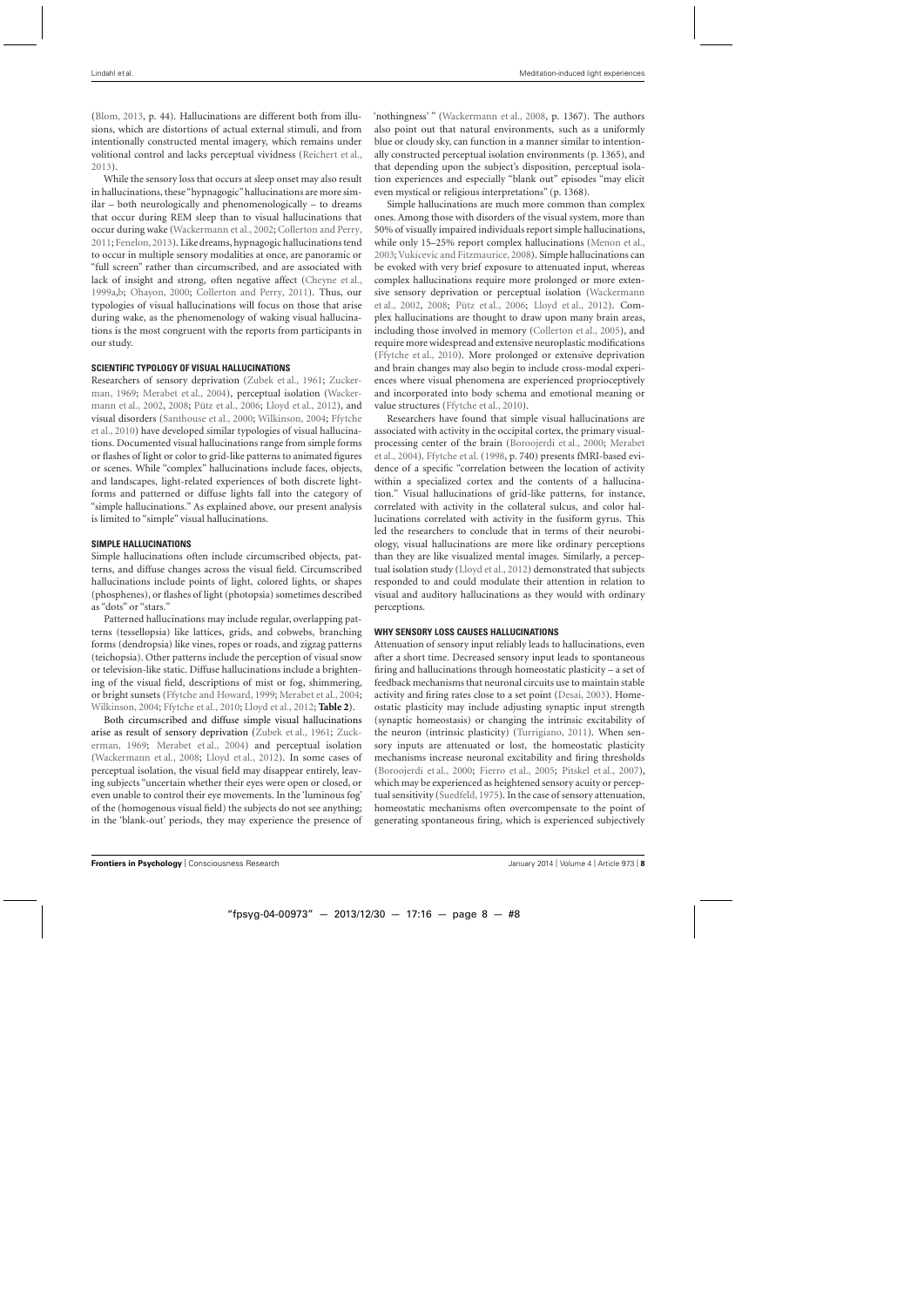(Blom, 2013, p. 44). Hallucinations are different both from illusions, which are distortions of actual external stimuli, and from intentionally constructed mental imagery, which remains under volitional control and lacks perceptual vividness (Reichert et al., 2013).

While the sensory loss that occurs at sleep onset may also result in hallucinations, these "hypnagogic" hallucinations are more similar – both neurologically and phenomenologically – to dreams that occur during REM sleep than to visual hallucinations that occur during wake (Wackermann et al., 2002; Collerton and Perry, 2011; Fenelon, 2013). Like dreams, hypnagogic hallucinations tend to occur in multiple sensory modalities at once, are panoramic or "full screen" rather than circumscribed, and are associated with lack of insight and strong, often negative affect (Cheyne et al., 1999a,b; Ohayon, 2000; Collerton and Perry, 2011). Thus, our typologies of visual hallucinations will focus on those that arise during wake, as the phenomenology of waking visual hallucinations is the most congruent with the reports from participants in our study.

### SCIENTIFIC TYPOLOGY OF VISUAL HALLUCINATIONS

Researchers of sensory deprivation (Zubek et al., 1961; Zuckerman, 1969; Merabet et al., 2004), perceptual isolation (Wackermann et al., 2002, 2008; Pütz et al., 2006; Lloyd et al., 2012), and visual disorders (Santhouse et al., 2000; Wilkinson, 2004; Ffytche et al., 2010) have developed similar typologies of visual hallucinations. Documented visual hallucinations range from simple forms or flashes of light or color to grid-like patterns to animated figures or scenes. While "complex" hallucinations include faces, objects, and landscapes, light-related experiences of both discrete lightforms and patterned or diffuse lights fall into the category of "simple hallucinations." As explained above, our present analysis is limited to "simple" visual hallucinations.

### SIMPLE HALLUCINATIONS

Simple hallucinations often include circumscribed objects, patterns, and diffuse changes across the visual field. Circumscribed hallucinations include points of light, colored lights, or shapes (phosphenes), or flashes of light (photopsia) sometimes described as "dots" or "stars."

Patterned hallucinations may include regular, overlapping patterns (tessellopsia) like lattices, grids, and cobwebs, branching forms (dendropsia) like vines, ropes or roads, and zigzag patterns (teichopsia). Other patterns include the perception of visual snow or television-like static. Diffuse hallucinations include a brightening of the visual field, descriptions of mist or fog, shimmering, or bright sunsets (Ffytche and Howard, 1999; Merabet et al., 2004; Wilkinson, 2004; Ffytche et al., 2010; Lloyd et al., 2012; **Table 2**).

Both circumscribed and diffuse simple visual hallucinations arise as result of sensory deprivation (Zubek et al., 1961; Zuckerman, 1969; Merabet et al., 2004) and perceptual isolation (Wackermann et al., 2008; Lloyd et al., 2012). In some cases of perceptual isolation, the visual field may disappear entirely, leaving subjects "uncertain whether their eyes were open or closed, or even unable to control their eye movements. In the 'luminous fog' of the (homogenous visual field) the subjects do not see anything; in the 'blank-out' periods, they may experience the presence of 'nothingness' " (Wackermann et al., 2008, p. 1367). The authors also point out that natural environments, such as a uniformly blue or cloudy sky, can function in a manner similar to intentionally constructed perceptual isolation environments (p. 1365), and that depending upon the subject's disposition, perceptual isolation experiences and especially "blank out" episodes "may elicit even mystical or religious interpretations" (p. 1368).

Simple hallucinations are much more common than complex ones. Among those with disorders of the visual system, more than 50% of visually impaired individuals report simple hallucinations, while only 15–25% report complex hallucinations (Menon et al., 2003; Vukicevic and Fitzmaurice, 2008). Simple hallucinations can be evoked with very brief exposure to attenuated input, whereas complex hallucinations require more prolonged or more extensive sensory deprivation or perceptual isolation (Wackermann et al., 2002, 2008; Pütz et al., 2006; Lloyd et al., 2012). Complex hallucinations are thought to draw upon many brain areas, including those involved in memory (Collerton et al., 2005), and require more widespread and extensive neuroplastic modifications (Ffytche et al., 2010). More prolonged or extensive deprivation and brain changes may also begin to include cross-modal experiences where visual phenomena are experienced proprioceptively and incorporated into body schema and emotional meaning or value structures (Ffytche et al., 2010).

Researchers have found that simple visual hallucinations are associated with activity in the occipital cortex, the primary visual-processing center of the brain (Boroojerdi et al., 2000; Merabet et al., 2004). Ffytche et al. (1998, p. 740) presents fMRI-based evidence of a specific "correlation between the location of activity within a specialized cortex and the contents of a hallucination." Visual hallucinations of grid-like patterns, for instance, correlated with activity in the collateral sulcus, and color hallucinations correlated with activity in the fusiform gyrus. This led the researchers to conclude that in terms of their neurobiology, visual hallucinations are more like ordinary perceptions than they are like visualized mental images. Similarly, a perceptual isolation study (Lloyd et al., 2012) demonstrated that subjects responded to and could modulate their attention in relation to visual and auditory hallucinations as they would with ordinary perceptions.

### WHY SENSORY LOSS CAUSES HALLUCINATIONS

Attenuation of sensory input reliably leads to hallucinations, even after a short time. Decreased sensory input leads to spontaneous firing and hallucinations through homeostatic plasticity – a set of feedback mechanisms that neuronal circuits use to maintain stable activity and firing rates close to a set point (Desai, 2003). Homeostatic plasticity may include adjusting synaptic input strength (synaptic homeostasis) or changing the intrinsic excitability of the neuron (intrinsic plasticity) (Turrigiano, 2011). When sensory inputs are attenuated or lost, the homeostatic plasticity mechanisms increase neuronal excitability and firing thresholds (Boroojerdi et al., 2000; Fierro et al., 2005; Pitskel et al., 2007), which may be experienced as heightened sensory acuity or perceptual sensitivity (Suedfeld, 1975). In the case of sensory attenuation, homeostatic mechanisms often overcompensate to the point of generating spontaneous firing, which is experienced subjectively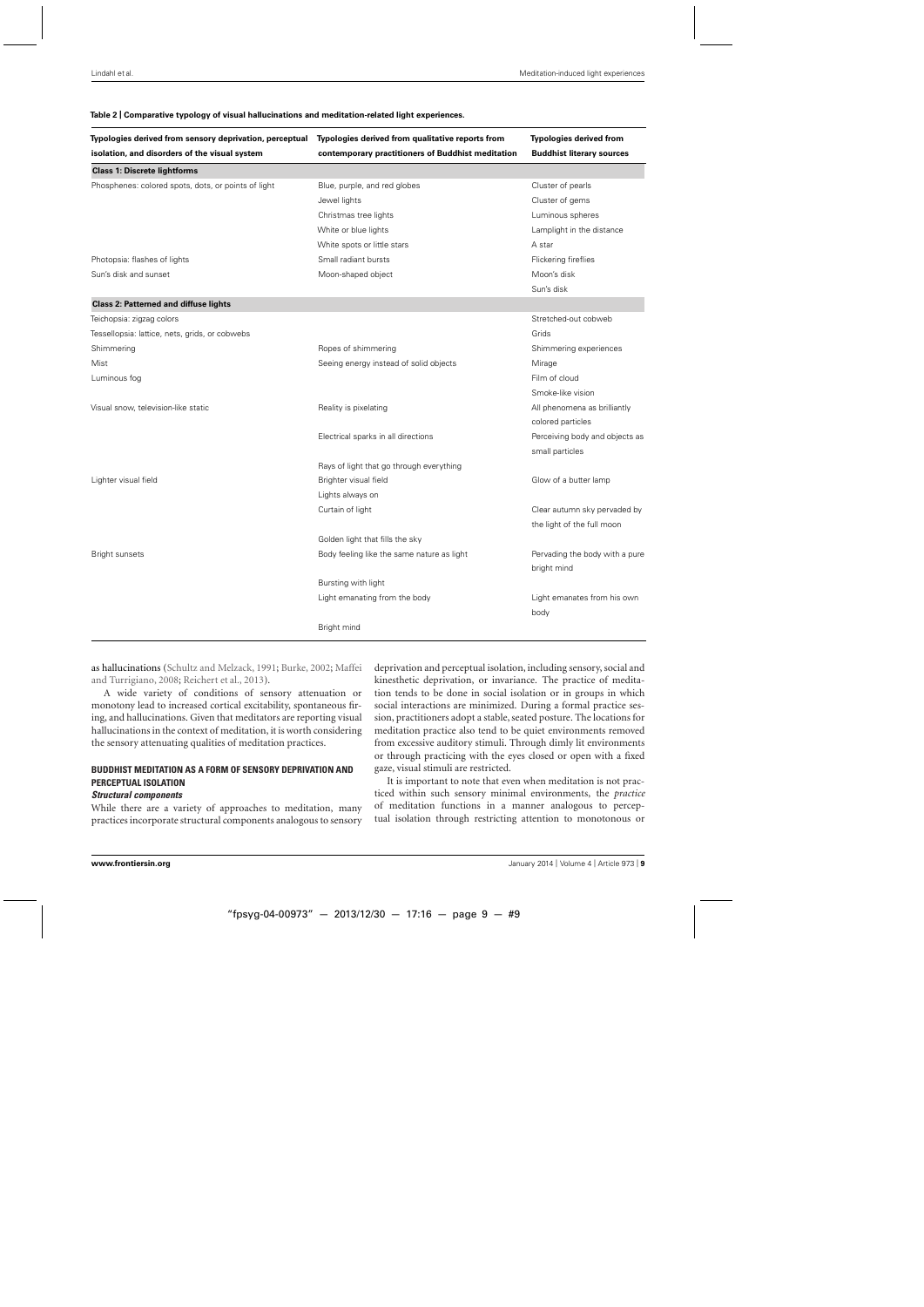**Table 2 | Comparative typology of visual hallucinations and meditation-related light experiences.**

| Typologies derived from sensory deprivation, perceptual isolation, and disorders of the visual system | Typologies derived from qualitative reports from contemporary practitioners of Buddhist meditation | Typologies derived from Buddhist literary sources |
|---|---|---|
| **Class 1: Discrete lightforms** | | |
| Phosphenes: colored spots, dots, or points of light | Blue, purple, and red globes | Cluster of pearls |
| | Jewel lights | Cluster of gems |
| | Christmas tree lights | Luminous spheres |
| | White or blue lights | Lamplight in the distance |
| | White spots or little stars | A star |
| Photopsia: flashes of lights | Small radiant bursts | Flickering fireflies |
| Sun's disk and sunset | Moon-shaped object | Moon's disk |
| | | Sun's disk |
| **Class 2: Patterned and diffuse lights** | | |
| Teichopsia: zigzag colors | | Stretched-out cobweb |
| Tessellopsia: lattice, nets, grids, or cobwebs | | Grids |
| Shimmering | Ropes of shimmering | Shimmering experiences |
| Mist | Seeing energy instead of solid objects | Mirage |
| Luminous fog | | Film of cloud |
| | | Smoke-like vision |
| Visual snow, television-like static | Reality is pixelating | All phenomena as brilliantly colored particles |
| | Electrical sparks in all directions | Perceiving body and objects as small particles |
| | Rays of light that go through everything | |
| Lighter visual field | Brighter visual field | Glow of a butter lamp |
| | Lights always on | |
| | Curtain of light | Clear autumn sky pervaded by the light of the full moon |
| | Golden light that fills the sky | |
| Bright sunsets | Body feeling like the same nature as light | Pervading the body with a pure bright mind |
| | Bursting with light | |
| | Light emanating from the body | Light emanates from his own body |
| | Bright mind | |

as hallucinations (Schultz and Melzack, 1991; Burke, 2002; Maffei and Turrigiano, 2008; Reichert et al., 2013).

A wide variety of conditions of sensory attenuation or monotony lead to increased cortical excitability, spontaneous firing, and hallucinations. Given that meditators are reporting visual hallucinations in the context of meditation, it is worth considering the sensory attenuating qualities of meditation practices.

## BUDDHIST MEDITATION AS A FORM OF SENSORY DEPRIVATION AND PERCEPTUAL ISOLATION

### *Structural components*

While there are a variety of approaches to meditation, many practices incorporate structural components analogous to sensory deprivation and perceptual isolation, including sensory, social and kinesthetic deprivation, or invariance. The practice of meditation tends to be done in social isolation or in groups in which social interactions are minimized. During a formal practice session, practitioners adopt a stable, seated posture. The locations for meditation practice also tend to be quiet environments removed from excessive auditory stimuli. Through dimly lit environments or through practicing with the eyes closed or open with a fixed gaze, visual stimuli are restricted.

It is important to note that even when meditation is not practiced within such sensory minimal environments, the *practice* of meditation functions in a manner analogous to perceptual isolation through restricting attention to monotonous or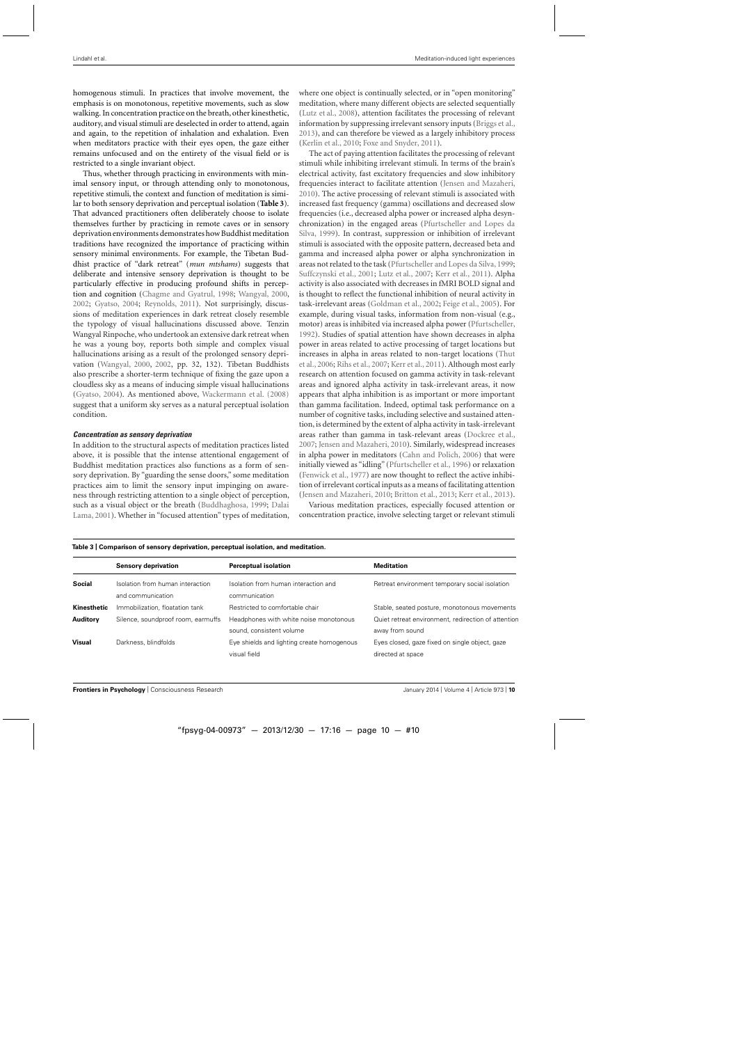homogenous stimuli. In practices that involve movement, the emphasis is on monotonous, repetitive movements, such as slow walking. In concentration practice on the breath, other kinesthetic, auditory, and visual stimuli are deselected in order to attend, again and again, to the repetition of inhalation and exhalation. Even when meditators practice with their eyes open, the gaze either remains unfocused and on the entirety of the visual field or is restricted to a single invariant object.

Thus, whether through practicing in environments with minimal sensory input, or through attending only to monotonous, repetitive stimuli, the context and function of meditation is similar to both sensory deprivation and perceptual isolation (**Table 3**). That advanced practitioners often deliberately choose to isolate themselves further by practicing in remote caves or in sensory deprivation environments demonstrates how Buddhist meditation traditions have recognized the importance of practicing within sensory minimal environments. For example, the Tibetan Buddhist practice of "dark retreat" (*mun mtshams*) suggests that deliberate and intensive sensory deprivation is thought to be particularly effective in producing profound shifts in perception and cognition (Chagme and Gyatrul, 1998; Wangyal, 2000, 2002; Gyatso, 2004; Reynolds, 2011). Not surprisingly, discussions of meditation experiences in dark retreat closely resemble the typology of visual hallucinations discussed above. Tenzin Wangyal Rinpoche, who undertook an extensive dark retreat when he was a young boy, reports both simple and complex visual hallucinations arising as a result of the prolonged sensory deprivation (Wangyal, 2000, 2002, pp. 32, 132). Tibetan Buddhists also prescribe a shorter-term technique of fixing the gaze upon a cloudless sky as a means of inducing simple visual hallucinations (Gyatso, 2004). As mentioned above, Wackermann et al. (2008) suggest that a uniform sky serves as a natural perceptual isolation condition.

#### *Concentration as sensory deprivation*

In addition to the structural aspects of meditation practices listed above, it is possible that the intense attentional engagement of Buddhist meditation practices also functions as a form of sensory deprivation. By "guarding the sense doors," some meditation practices aim to limit the sensory input impinging on awareness through restricting attention to a single object of perception, such as a visual object or the breath (Buddhaghosa, 1999; Dalai Lama, 2001). Whether in "focused attention" types of meditation, where one object is continually selected, or in "open monitoring" meditation, where many different objects are selected sequentially (Lutz et al., 2008), attention facilitates the processing of relevant information by suppressing irrelevant sensory inputs (Briggs et al., 2013), and can therefore be viewed as a largely inhibitory process (Kerlin et al., 2010; Foxe and Snyder, 2011).

The act of paying attention facilitates the processing of relevant stimuli while inhibiting irrelevant stimuli. In terms of the brain's electrical activity, fast excitatory frequencies and slow inhibitory frequencies interact to facilitate attention (Jensen and Mazaheri, 2010). The active processing of relevant stimuli is associated with increased fast frequency (gamma) oscillations and decreased slow frequencies (i.e., decreased alpha power or increased alpha desynchronization) in the engaged areas (Pfurtscheller and Lopes da Silva, 1999). In contrast, suppression or inhibition of irrelevant stimuli is associated with the opposite pattern, decreased beta and gamma and increased alpha power or alpha synchronization in areas not related to the task (Pfurtscheller and Lopes da Silva, 1999; Suffczynski et al., 2001; Lutz et al., 2007; Kerr et al., 2011). Alpha activity is also associated with decreases in fMRI BOLD signal and is thought to reflect the functional inhibition of neural activity in task-irrelevant areas (Goldman et al., 2002; Feige et al., 2005). For example, during visual tasks, information from non-visual (e.g., motor) areas is inhibited via increased alpha power (Pfurtscheller, 1992). Studies of spatial attention have shown decreases in alpha power in areas related to active processing of target locations but increases in alpha in areas related to non-target locations (Thut et al., 2006; Rihs et al., 2007; Kerr et al., 2011). Although most early research on attention focused on gamma activity in task-relevant areas and ignored alpha activity in task-irrelevant areas, it now appears that alpha inhibition is as important or more important than gamma facilitation. Indeed, optimal task performance on a number of cognitive tasks, including selective and sustained attention, is determined by the extent of alpha activity in task-irrelevant areas rather than gamma in task-relevant areas (Dockree et al., 2007; Jensen and Mazaheri, 2010). Similarly, widespread increases in alpha power in meditators (Cahn and Polich, 2006) that were initially viewed as "idling" (Pfurtscheller et al., 1996) or relaxation (Fenwick et al., 1977) are now thought to reflect the active inhibition of irrelevant cortical inputs as a means of facilitating attention (Jensen and Mazaheri, 2010; Britton et al., 2013; Kerr et al., 2013).

Various meditation practices, especially focused attention or concentration practice, involve selecting target or relevant stimuli

**Table 3 | Comparison of sensory deprivation, perceptual isolation, and meditation.**

| | Sensory deprivation | Perceptual isolation | Meditation |
|---|---|---|---|
| **Social** | Isolation from human interaction and communication | Isolation from human interaction and communication | Retreat environment temporary social isolation |
| **Kinesthetic** | Immobilization, floatation tank | Restricted to comfortable chair | Stable, seated posture, monotonous movements |
| **Auditory** | Silence, soundproof room, earmuffs | Headphones with white noise monotonous sound, consistent volume | Quiet retreat environment, redirection of attention away from sound |
| **Visual** | Darkness, blindfolds | Eye shields and lighting create homogenous visual field | Eyes closed, gaze fixed on single object, gaze directed at space |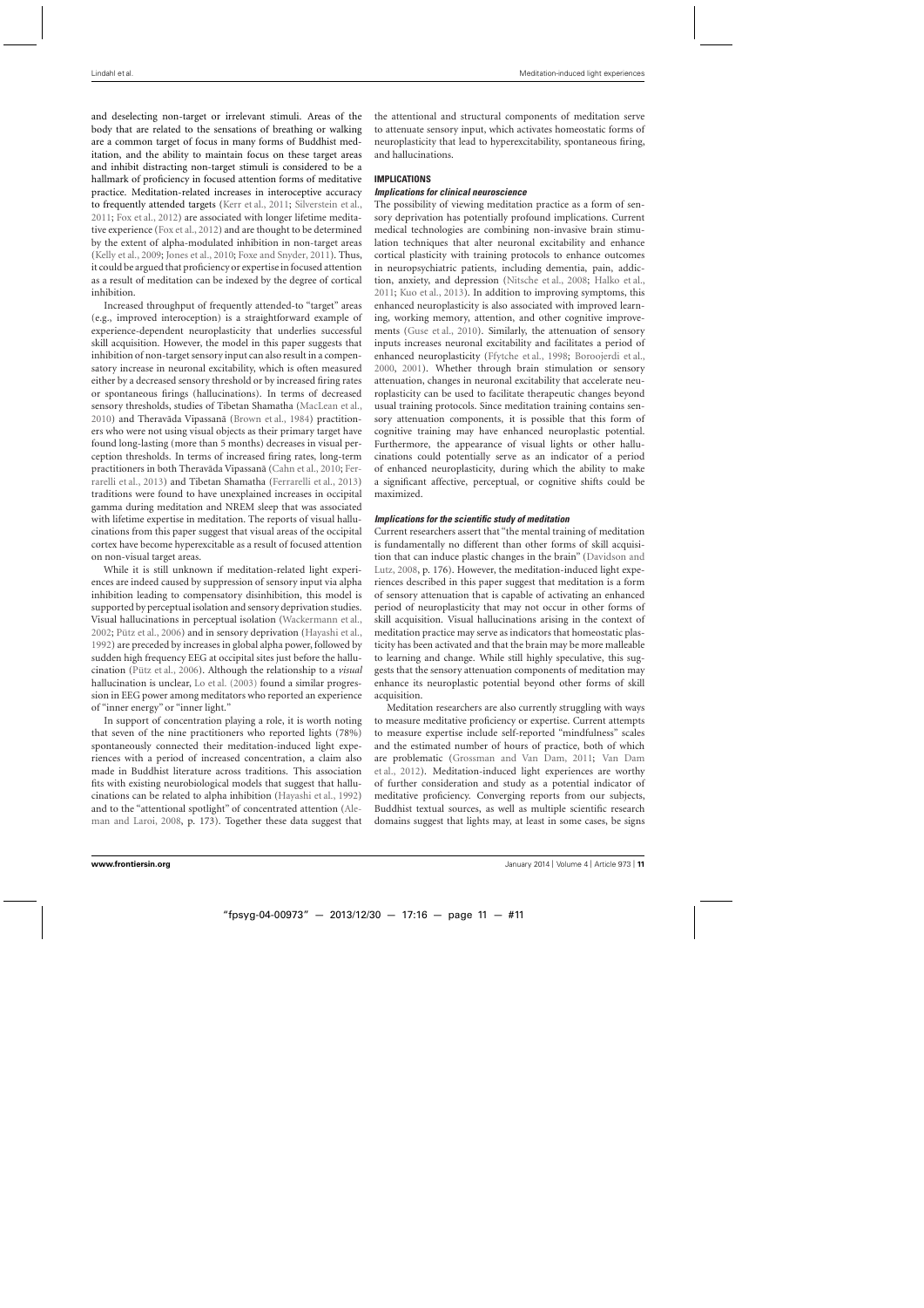and deselecting non-target or irrelevant stimuli. Areas of the body that are related to the sensations of breathing or walking are a common target of focus in many forms of Buddhist meditation, and the ability to maintain focus on these target areas and inhibit distracting non-target stimuli is considered to be a hallmark of proficiency in focused attention forms of meditative practice. Meditation-related increases in interoceptive accuracy to frequently attended targets (Kerr et al., 2011; Silverstein et al., 2011; Fox et al., 2012) are associated with longer lifetime meditative experience (Fox et al., 2012) and are thought to be determined by the extent of alpha-modulated inhibition in non-target areas (Kelly et al., 2009; Jones et al., 2010; Foxe and Snyder, 2011). Thus, it could be argued that proficiency or expertise in focused attention as a result of meditation can be indexed by the degree of cortical inhibition.

Increased throughput of frequently attended-to "target" areas (e.g., improved interoception) is a straightforward example of experience-dependent neuroplasticity that underlies successful skill acquisition. However, the model in this paper suggests that inhibition of non-target sensory input can also result in a compensatory increase in neuronal excitability, which is often measured either by a decreased sensory threshold or by increased firing rates or spontaneous firings (hallucinations). In terms of decreased sensory thresholds, studies of Tibetan Shamatha (MacLean et al., 2010) and Theravāda Vipassanā (Brown et al., 1984) practitioners who were not using visual objects as their primary target have found long-lasting (more than 5 months) decreases in visual perception thresholds. In terms of increased firing rates, long-term practitioners in both Theravāda Vipassanā (Cahn et al., 2010; Ferrarelli et al., 2013) and Tibetan Shamatha (Ferrarelli et al., 2013) traditions were found to have unexplained increases in occipital gamma during meditation and NREM sleep that was associated with lifetime expertise in meditation. The reports of visual hallucinations from this paper suggest that visual areas of the occipital cortex have become hyperexcitable as a result of focused attention on non-visual target areas.

While it is still unknown if meditation-related light experiences are indeed caused by suppression of sensory input via alpha inhibition leading to compensatory disinhibition, this model is supported by perceptual isolation and sensory deprivation studies. Visual hallucinations in perceptual isolation (Wackermann et al., 2002; Pütz et al., 2006) and in sensory deprivation (Hayashi et al., 1992) are preceded by increases in global alpha power, followed by sudden high frequency EEG at occipital sites just before the hallucination (Pütz et al., 2006). Although the relationship to a *visual* hallucination is unclear, Lo et al. (2003) found a similar progression in EEG power among meditators who reported an experience of "inner energy" or "inner light."

In support of concentration playing a role, it is worth noting that seven of the nine practitioners who reported lights (78%) spontaneously connected their meditation-induced light experiences with a period of increased concentration, a claim also made in Buddhist literature across traditions. This association fits with existing neurobiological models that suggest that hallucinations can be related to alpha inhibition (Hayashi et al., 1992) and to the "attentional spotlight" of concentrated attention (Aleman and Laroi, 2008, p. 173). Together these data suggest that the attentional and structural components of meditation serve to attenuate sensory input, which activates homeostatic forms of neuroplasticity that lead to hyperexcitability, spontaneous firing, and hallucinations.

## IMPLICATIONS

### *Implications for clinical neuroscience*

The possibility of viewing meditation practice as a form of sensory deprivation has potentially profound implications. Current medical technologies are combining non-invasive brain stimulation techniques that alter neuronal excitability and enhance cortical plasticity with training protocols to enhance outcomes in neuropsychiatric patients, including dementia, pain, addiction, anxiety, and depression (Nitsche et al., 2008; Halko et al., 2011; Kuo et al., 2013). In addition to improving symptoms, this enhanced neuroplasticity is also associated with improved learning, working memory, attention, and other cognitive improvements (Guse et al., 2010). Similarly, the attenuation of sensory inputs increases neuronal excitability and facilitates a period of enhanced neuroplasticity (Ffytche et al., 1998; Boroojerdi et al., 2000, 2001). Whether through brain stimulation or sensory attenuation, changes in neuronal excitability that accelerate neuroplasticity can be used to facilitate therapeutic changes beyond usual training protocols. Since meditation training contains sensory attenuation components, it is possible that this form of cognitive training may have enhanced neuroplastic potential. Furthermore, the appearance of visual lights or other hallucinations could potentially serve as an indicator of a period of enhanced neuroplasticity, during which the ability to make a significant affective, perceptual, or cognitive shifts could be maximized.

### *Implications for the scientific study of meditation*

Current researchers assert that "the mental training of meditation is fundamentally no different than other forms of skill acquisition that can induce plastic changes in the brain" (Davidson and Lutz, 2008, p. 176). However, the meditation-induced light experiences described in this paper suggest that meditation is a form of sensory attenuation that is capable of activating an enhanced period of neuroplasticity that may not occur in other forms of skill acquisition. Visual hallucinations arising in the context of meditation practice may serve as indicators that homeostatic plasticity has been activated and that the brain may be more malleable to learning and change. While still highly speculative, this suggests that the sensory attenuation components of meditation may enhance its neuroplastic potential beyond other forms of skill acquisition.

Meditation researchers are also currently struggling with ways to measure meditative proficiency or expertise. Current attempts to measure expertise include self-reported "mindfulness" scales and the estimated number of hours of practice, both of which are problematic (Grossman and Van Dam, 2011; Van Dam et al., 2012). Meditation-induced light experiences are worthy of further consideration and study as a potential indicator of meditative proficiency. Converging reports from our subjects, Buddhist textual sources, as well as multiple scientific research domains suggest that lights may, at least in some cases, be signs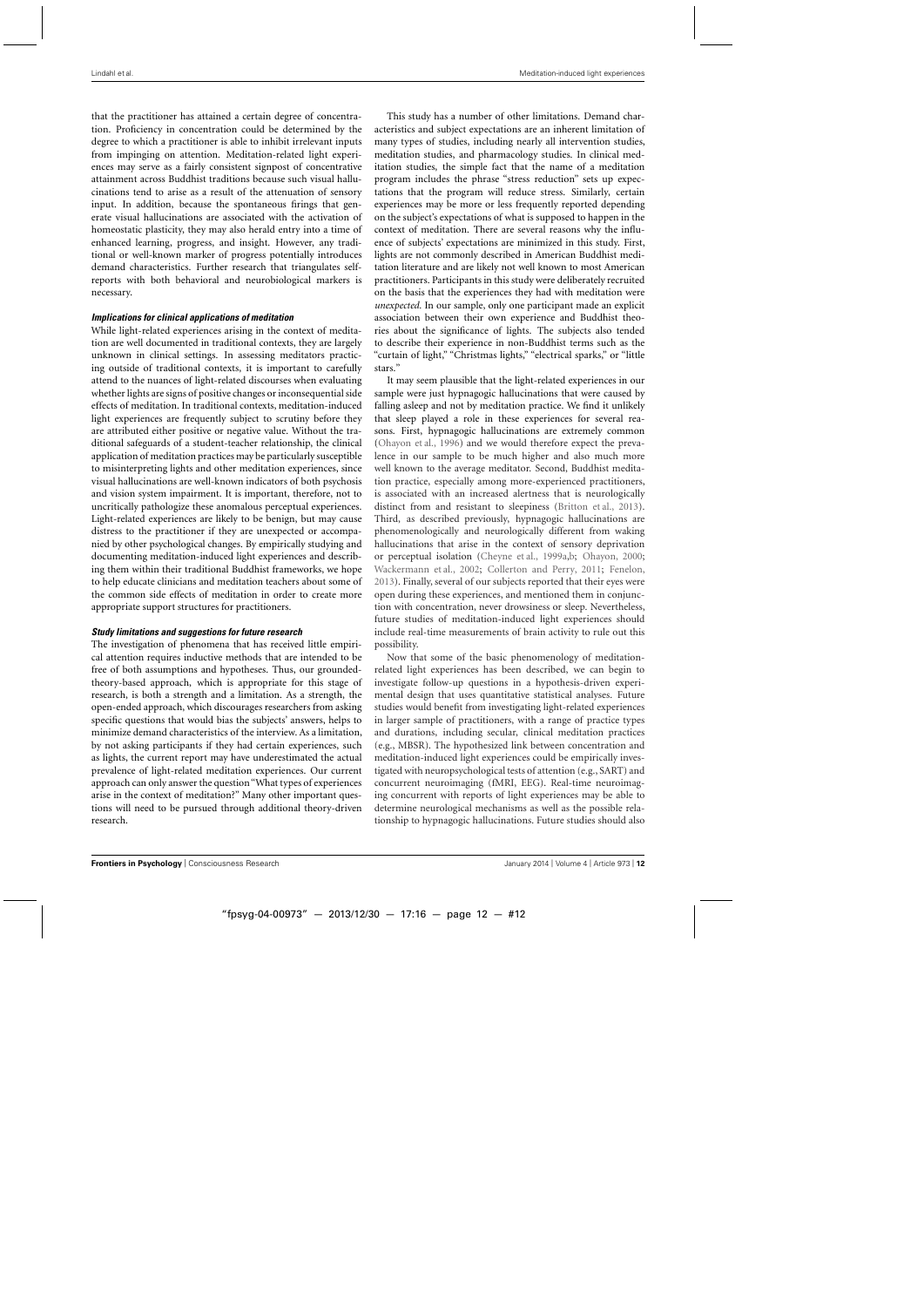that the practitioner has attained a certain degree of concentration. Proficiency in concentration could be determined by the degree to which a practitioner is able to inhibit irrelevant inputs from impinging on attention. Meditation-related light experiences may serve as a fairly consistent signpost of concentrative attainment across Buddhist traditions because such visual hallucinations tend to arise as a result of the attenuation of sensory input. In addition, because the spontaneous firings that generate visual hallucinations are associated with the activation of homeostatic plasticity, they may also herald entry into a time of enhanced learning, progress, and insight. However, any traditional or well-known marker of progress potentially introduces demand characteristics. Further research that triangulates self-reports with both behavioral and neurobiological markers is necessary.

#### *Implications for clinical applications of meditation*

While light-related experiences arising in the context of meditation are well documented in traditional contexts, they are largely unknown in clinical settings. In assessing meditators practicing outside of traditional contexts, it is important to carefully attend to the nuances of light-related discourses when evaluating whether lights are signs of positive changes or inconsequential side effects of meditation. In traditional contexts, meditation-induced light experiences are frequently subject to scrutiny before they are attributed either positive or negative value. Without the traditional safeguards of a student-teacher relationship, the clinical application of meditation practices may be particularly susceptible to misinterpreting lights and other meditation experiences, since visual hallucinations are well-known indicators of both psychosis and vision system impairment. It is important, therefore, not to uncritically pathologize these anomalous perceptual experiences. Light-related experiences are likely to be benign, but may cause distress to the practitioner if they are unexpected or accompanied by other psychological changes. By empirically studying and documenting meditation-induced light experiences and describing them within their traditional Buddhist frameworks, we hope to help educate clinicians and meditation teachers about some of the common side effects of meditation in order to create more appropriate support structures for practitioners.

#### *Study limitations and suggestions for future research*

The investigation of phenomena that has received little empirical attention requires inductive methods that are intended to be free of both assumptions and hypotheses. Thus, our grounded-theory-based approach, which is appropriate for this stage of research, is both a strength and a limitation. As a strength, the open-ended approach, which discourages researchers from asking specific questions that would bias the subjects' answers, helps to minimize demand characteristics of the interview. As a limitation, by not asking participants if they had certain experiences, such as lights, the current report may have underestimated the actual prevalence of light-related meditation experiences. Our current approach can only answer the question "What types of experiences arise in the context of meditation?" Many other important questions will need to be pursued through additional theory-driven research.

This study has a number of other limitations. Demand characteristics and subject expectations are an inherent limitation of many types of studies, including nearly all intervention studies, meditation studies, and pharmacology studies. In clinical meditation studies, the simple fact that the name of a meditation program includes the phrase "stress reduction" sets up expectations that the program will reduce stress. Similarly, certain experiences may be more or less frequently reported depending on the subject's expectations of what is supposed to happen in the context of meditation. There are several reasons why the influence of subjects' expectations are minimized in this study. First, lights are not commonly described in American Buddhist meditation literature and are likely not well known to most American practitioners. Participants in this study were deliberately recruited on the basis that the experiences they had with meditation were *unexpected*. In our sample, only one participant made an explicit association between their own experience and Buddhist theories about the significance of lights. The subjects also tended to describe their experience in non-Buddhist terms such as the "curtain of light," "Christmas lights," "electrical sparks," or "little stars."

It may seem plausible that the light-related experiences in our sample were just hypnagogic hallucinations that were caused by falling asleep and not by meditation practice. We find it unlikely that sleep played a role in these experiences for several reasons. First, hypnagogic hallucinations are extremely common (Ohayon et al., 1996) and we would therefore expect the prevalence in our sample to be much higher and also much more well known to the average meditator. Second, Buddhist meditation practice, especially among more-experienced practitioners, is associated with an increased alertness that is neurologically distinct from and resistant to sleepiness (Britton et al., 2013). Third, as described previously, hypnagogic hallucinations are phenomenologically and neurologically different from waking hallucinations that arise in the context of sensory deprivation or perceptual isolation (Cheyne et al., 1999a,b; Ohayon, 2000; Wackermann et al., 2002; Collerton and Perry, 2011; Fenelon, 2013). Finally, several of our subjects reported that their eyes were open during these experiences, and mentioned them in conjunction with concentration, never drowsiness or sleep. Nevertheless, future studies of meditation-induced light experiences should include real-time measurements of brain activity to rule out this possibility.

Now that some of the basic phenomenology of meditation-related light experiences has been described, we can begin to investigate follow-up questions in a hypothesis-driven experimental design that uses quantitative statistical analyses. Future studies would benefit from investigating light-related experiences in larger sample of practitioners, with a range of practice types and durations, including secular, clinical meditation practices (e.g., MBSR). The hypothesized link between concentration and meditation-induced light experiences could be empirically investigated with neuropsychological tests of attention (e.g., SART) and concurrent neuroimaging (fMRI, EEG). Real-time neuroimaging concurrent with reports of light experiences may be able to determine neurological mechanisms as well as the possible relationship to hypnagogic hallucinations. Future studies should also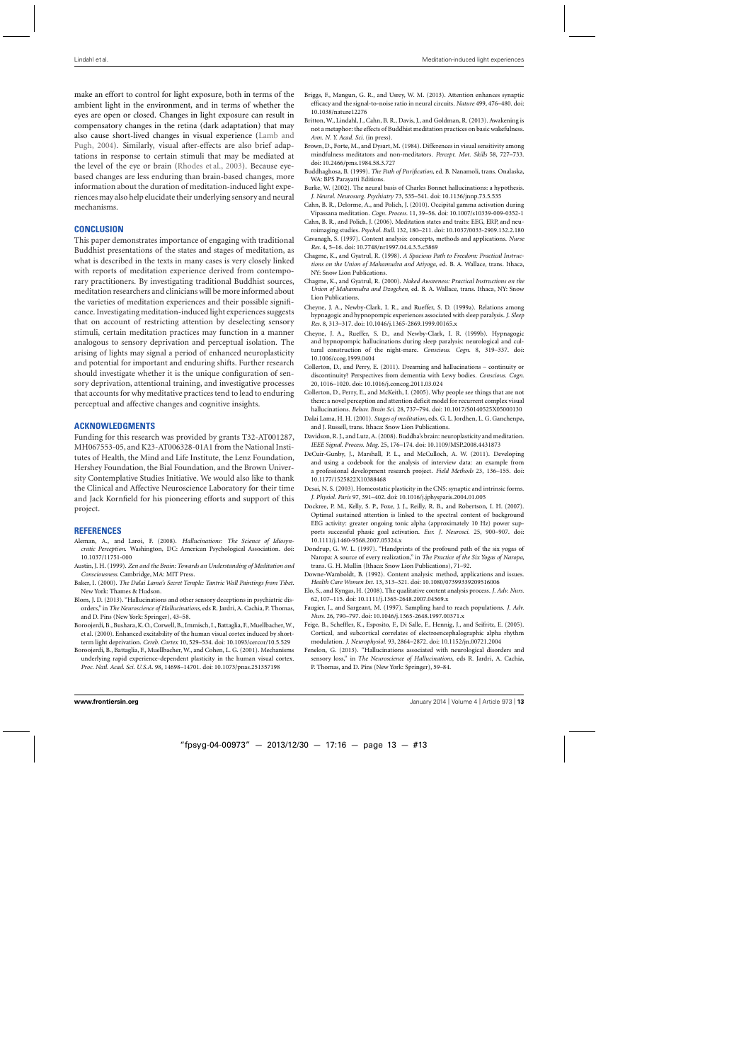make an effort to control for light exposure, both in terms of the ambient light in the environment, and in terms of whether the eyes are open or closed. Changes in light exposure can result in compensatory changes in the retina (dark adaptation) that may also cause short-lived changes in visual experience (Lamb and Pugh, 2004). Similarly, visual after-effects are also brief adaptations in response to certain stimuli that may be mediated at the level of the eye or brain (Rhodes et al., 2003). Because eye-based changes are less enduring than brain-based changes, more information about the duration of meditation-induced light experiences may also help elucidate their underlying sensory and neural mechanisms.

## CONCLUSION

This paper demonstrates importance of engaging with traditional Buddhist presentations of the states and stages of meditation, as what is described in the texts in many cases is very closely linked with reports of meditation experience derived from contemporary practitioners. By investigating traditional Buddhist sources, meditation researchers and clinicians will be more informed about the varieties of meditation experiences and their possible significance. Investigating meditation-induced light experiences suggests that on account of restricting attention by deselecting sensory stimuli, certain meditation practices may function in a manner analogous to sensory deprivation and perceptual isolation. The arising of lights may signal a period of enhanced neuroplasticity and potential for important and enduring shifts. Further research should investigate whether it is the unique configuration of sensory deprivation, attentional training, and investigative processes that accounts for why meditative practices tend to lead to enduring perceptual and affective changes and cognitive insights.

## ACKNOWLEDGMENTS

Funding for this research was provided by grants T32-AT001287, MH067553-05, and K23-AT006328-01A1 from the National Institutes of Health, the Mind and Life Institute, the Lenz Foundation, Hershey Foundation, the Bial Foundation, and the Brown University Contemplative Studies Initiative. We would also like to thank the Clinical and Affective Neuroscience Laboratory for their time and Jack Kornfield for his pioneering efforts and support of this project.

## REFERENCES

Aleman, A., and Laroi, F. (2008). *Hallucinations: The Science of Idiosyncratic Perception*. Washington, DC: American Psychological Association. doi: 10.1037/11751-000

Austin, J. H. (1999). *Zen and the Brain: Towards an Understanding of Meditation and Consciousness*. Cambridge, MA: MIT Press.

Baker, I. (2000). *The Dalai Lama's Secret Temple: Tantric Wall Paintings from Tibet*. New York: Thames & Hudson.

Blom, J. D. (2013). "Hallucinations and other sensory deceptions in psychiatric disorders," in *The Neuroscience of Hallucinations*, eds R. Jardri, A. Cachia, P. Thomas, and D. Pins (New York: Springer), 43–58.

Boroojerdi, B., Bushara, K. O., Corwell, B., Immisch, I., Battaglia, F., Muellbacher, W., et al. (2000). Enhanced excitability of the human visual cortex induced by short-term light deprivation. *Cereb. Cortex* 10, 529–534. doi: 10.1093/cercor/10.5.529

Boroojerdi, B., Battaglia, F., Muellbacher, W., and Cohen, L. G. (2001). Mechanisms underlying rapid experience-dependent plasticity in the human visual cortex. *Proc. Natl. Acad. Sci. U.S.A.* 98, 14698–14701. doi: 10.1073/pnas.251357198

Briggs, F., Mangun, G. R., and Usrey, W. M. (2013). Attention enhances synaptic efficacy and the signal-to-noise ratio in neural circuits. *Nature* 499, 476–480. doi: 10.1038/nature12276

Britton, W., Lindahl, J., Cahn, B. R., Davis, J., and Goldman, R. (2013). Awakening is not a metaphor: the effects of Buddhist meditation practices on basic wakefulness. *Ann. N. Y. Acad. Sci.* (in press).

Brown, D., Forte, M., and Dysart, M. (1984). Differences in visual sensitivity among mindfulness meditators and non-meditators. *Percept. Mot. Skills* 58, 727–733. doi: 10.2466/pms.1984.58.3.727

Buddhaghosa, B. (1999). *The Path of Purification*, ed. B. Nanamoli, trans. Onalaska, WA: BPS Parayatti Editions.

Burke, W. (2002). The neural basis of Charles Bonnet hallucinations: a hypothesis. *J. Neurol. Neurosurg. Psychiatry* 73, 535–541. doi: 10.1136/jnnp.73.5.535

Cahn, B. R., Delorme, A., and Polich, J. (2010). Occipital gamma activation during Vipassana meditation. *Cogn. Process.* 11, 39–56. doi: 10.1007/s10339-009-0352-1

Cahn, B. R., and Polich, J. (2006). Meditation states and traits: EEG, ERP, and neuroimaging studies. *Psychol. Bull.* 132, 180–211. doi: 10.1037/0033-2909.132.2.180

Cavanagh, S. (1997). Content analysis: concepts, methods and applications. *Nurse Res.* 4, 5–16. doi: 10.7748/nr1997.04.4.3.5.c5869

Chagme, K., and Gyatrul, R. (1998). *A Spacious Path to Freedom: Practical Instructions on the Union of Mahamudra and Atiyoga*, ed. B. A. Wallace, trans. Ithaca, NY: Snow Lion Publications.

Chagme, K., and Gyatrul, R. (2000). *Naked Awareness: Practical Instructions on the Union of Mahamudra and Dzogchen*, ed. B. A. Wallace, trans. Ithaca, NY: Snow Lion Publications.

Cheyne, J. A., Newby-Clark, I. R., and Rueffer, S. D. (1999a). Relations among hypnagogic and hypnopompic experiences associated with sleep paralysis. *J. Sleep Res.* 8, 313–317. doi: 10.1046/j.1365-2869.1999.00165.x

Cheyne, J. A., Rueffer, S. D., and Newby-Clark, I. R. (1999b). Hypnagogic and hypnopompic hallucinations during sleep paralysis: neurological and cultural construction of the night-mare. *Conscious. Cogn.* 8, 319–337. doi: 10.1006/ccog.1999.0404

Collerton, D., and Perry, E. (2011). Dreaming and hallucinations – continuity or discontinuity? Perspectives from dementia with Lewy bodies. *Conscious. Cogn.* 20, 1016–1020. doi: 10.1016/j.concog.2011.03.024

Collerton, D., Perry, E., and McKeith, I. (2005). Why people see things that are not there: a novel perception and attention deficit model for recurrent complex visual hallucinations. *Behav. Brain Sci.* 28, 737–794. doi: 10.1017/S0140525X05000130

Dalai Lama, H. H. (2001). *Stages of meditation*, eds. G. L. Jordhen, L. G. Ganchenpa, and J. Russell, trans. Ithaca: Snow Lion Publications.

Davidson, R. J., and Lutz, A. (2008). Buddha's brain: neuroplasticity and meditation. *IEEE Signal. Process. Mag.* 25, 176–174. doi: 10.1109/MSP.2008.4431873

DeCuir-Gunby, J., Marshall, P. L., and McCulloch, A. W. (2011). Developing and using a codebook for the analysis of interview data: an example from a professional development research project. *Field Methods* 23, 136–155. doi: 10.1177/1525822X10388468

Desai, N. S. (2003). Homeostatic plasticity in the CNS: synaptic and intrinsic forms. *J. Physiol. Paris* 97, 391–402. doi: 10.1016/j.jphysparis.2004.01.005

Dockree, P. M., Kelly, S. P., Foxe, J. J., Reilly, R. B., and Robertson, I. H. (2007). Optimal sustained attention is linked to the spectral content of background EEG activity: greater ongoing tonic alpha (approximately 10 Hz) power supports successful phasic goal activation. *Eur. J. Neurosci.* 25, 900–907. doi: 10.1111/j.1460-9568.2007.05324.x

Dondrup, G. W. L. (1997). "Handprints of the profound path of the six yogas of Naropa: A source of every realization," in *The Practice of the Six Yogas of Naropa*, trans. G. H. Mullin (Ithaca: Snow Lion Publications), 71–92.

Downe-Wamboldt, B. (1992). Content analysis: method, applications and issues. *Health Care Women Int.* 13, 313–321. doi: 10.1080/07399339209516006

Elo, S., and Kyngas, H. (2008). The qualitative content analysis process. *J. Adv. Nurs.* 62, 107–115. doi: 10.1111/j.1365-2648.2007.04569.x

Faugier, J., and Sargeant, M. (1997). Sampling hard to reach populations. *J. Adv. Nurs.* 26, 790–797. doi: 10.1046/j.1365-2648.1997.00371.x

Feige, B., Scheffler, K., Esposito, F., Di Salle, F., Hennig, J., and Seifritz, E. (2005). Cortical, and subcortical correlates of electroencephalographic alpha rhythm modulation. *J. Neurophysiol.* 93, 2864–2872. doi: 10.1152/jn.00721.2004

Fenelon, G. (2013). "Hallucinations associated with neurological disorders and sensory loss," in *The Neuroscience of Hallucinations*, eds R. Jardri, A. Cachia, P. Thomas, and D. Pins (New York: Springer), 59–84.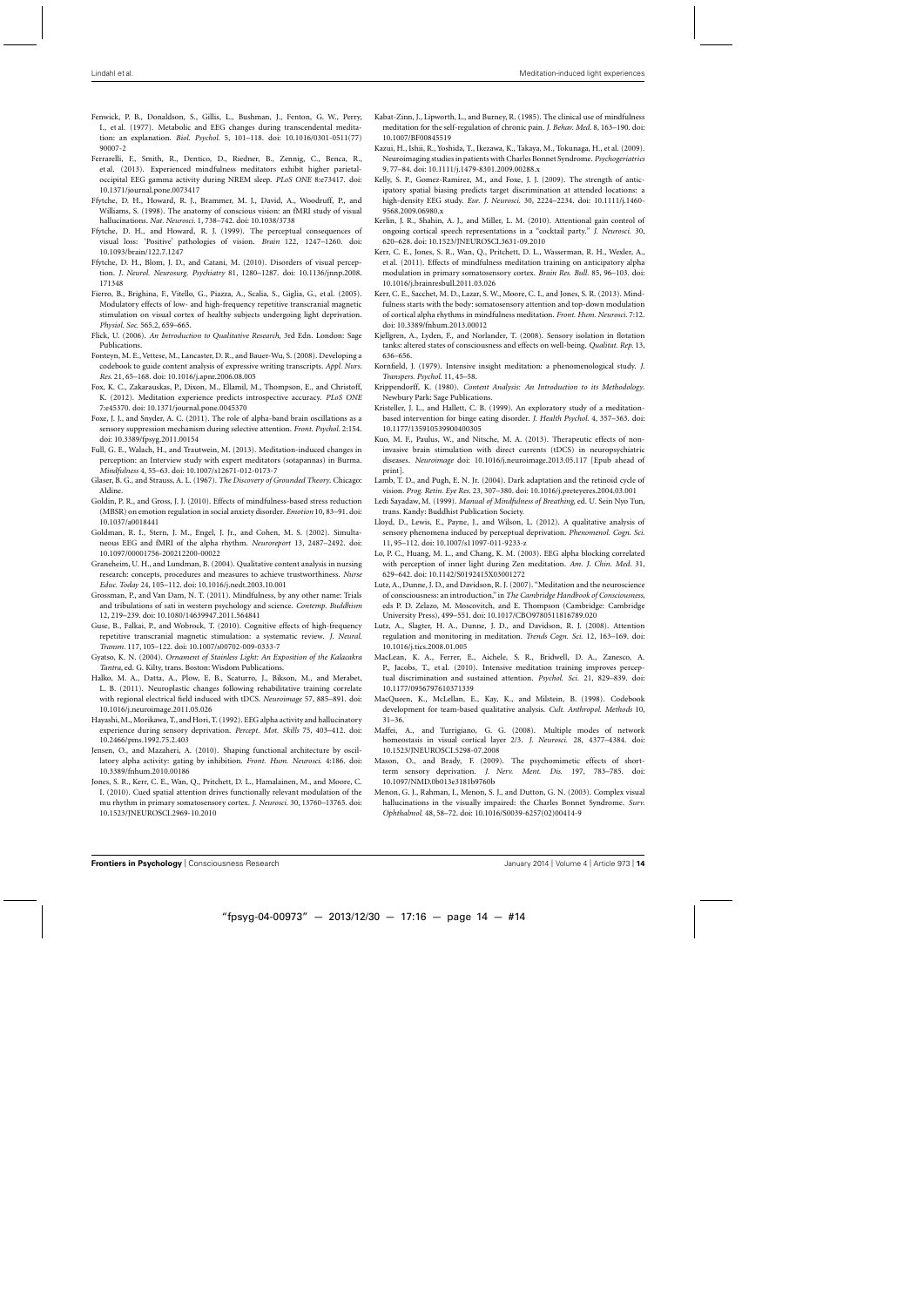Fenwick, P. B., Donaldson, S., Gillis, L., Bushman, J., Fenton, G. W., Perry, I., et al. (1977). Metabolic and EEG changes during transcendental meditation: an explanation. *Biol. Psychol.* 5, 101–118. doi: 10.1016/0301-0511(77)90007-2

Ferrarelli, F., Smith, R., Dentico, D., Riedner, B., Zennig, C., Benca, R., et al. (2013). Experienced mindfulness meditators exhibit higher parietal-occipital EEG gamma activity during NREM sleep. *PLoS ONE* 8:e73417. doi: 10.1371/journal.pone.0073417

Ffytche, D. H., Howard, R. J., Brammer, M. J., David, A., Woodruff, P., and Williams, S. (1998). The anatomy of conscious vision: an fMRI study of visual hallucinations. *Nat. Neurosci.* 1, 738–742. doi: 10.1038/3738

Ffytche, D. H., and Howard, R. J. (1999). The perceptual consequences of visual loss: 'Positive' pathologies of vision. *Brain* 122, 1247–1260. doi: 10.1093/brain/122.7.1247

Ffytche, D. H., Blom, J. D., and Catani, M. (2010). Disorders of visual perception. *J. Neurol. Neurosurg. Psychiatry* 81, 1280–1287. doi: 10.1136/jnnp.2008.171348

Fierro, B., Brighina, F., Vitello, G., Piazza, A., Scalia, S., Giglia, G., et al. (2005). Modulatory effects of low- and high-frequency repetitive transcranial magnetic stimulation on visual cortex of healthy subjects undergoing light deprivation. *Physiol. Soc.* 565.2, 659–665.

Flick, U. (2006). *An Introduction to Qualitative Research*, 3rd Edn. London: Sage Publications.

Fonteyn, M. E., Vettese, M., Lancaster, D. R., and Bauer-Wu, S. (2008). Developing a codebook to guide content analysis of expressive writing transcripts. *Appl. Nurs. Res.* 21, 65–168. doi: 10.1016/j.apnr.2006.08.005

Fox, K. C., Zakarauskas, P., Dixon, M., Ellamil, M., Thompson, E., and Christoff, K. (2012). Meditation experience predicts introspective accuracy. *PLoS ONE* 7:e45370. doi: 10.1371/journal.pone.0045370

Foxe, J. J., and Snyder, A. C. (2011). The role of alpha-band brain oscillations as a sensory suppression mechanism during selective attention. *Front. Psychol.* 2:154. doi: 10.3389/fpsyg.2011.00154

Full, G. E., Walach, H., and Trautwein, M. (2013). Meditation-induced changes in perception: an Interview study with expert meditators (sotapannas) in Burma. *Mindfulness* 4, 55–63. doi: 10.1007/s12671-012-0173-7

Glaser, B. G., and Strauss, A. L. (1967). *The Discovery of Grounded Theory*. Chicago: Aldine.

Goldin, P. R., and Gross, J. J. (2010). Effects of mindfulness-based stress reduction (MBSR) on emotion regulation in social anxiety disorder. *Emotion* 10, 83–91. doi: 10.1037/a0018441

Goldman, R. I., Stern, J. M., Engel, J. Jr., and Cohen, M. S. (2002). Simultaneous EEG and fMRI of the alpha rhythm. *Neuroreport* 13, 2487–2492. doi: 10.1097/00001756-200212200-00022

Graneheim, U. H., and Lundman, B. (2004). Qualitative content analysis in nursing research: concepts, procedures and measures to achieve trustworthiness. *Nurse Educ. Today* 24, 105–112. doi: 10.1016/j.nedt.2003.10.001

Grossman, P., and Van Dam, N. T. (2011). Mindfulness, by any other name: Trials and tribulations of sati in western psychology and science. *Contemp. Buddhism* 12, 219–239. doi: 10.1080/14639947.2011.564841

Guse, B., Falkai, P., and Wobrock, T. (2010). Cognitive effects of high-frequency repetitive transcranial magnetic stimulation: a systematic review. *J. Neural. Transm.* 117, 105–122. doi: 10.1007/s00702-009-0333-7

Gyatso, K. N. (2004). *Ornament of Stainless Light: An Exposition of the Kalacakra Tantra*, ed. G. Kilty, trans. Boston: Wisdom Publications.

Halko, M. A., Datta, A., Plow, E. B., Scaturro, J., Bikson, M., and Merabet, L. B. (2011). Neuroplastic changes following rehabilitative training correlate with regional electrical field induced with tDCS. *Neuroimage* 57, 885–891. doi: 10.1016/j.neuroimage.2011.05.026

Hayashi, M., Morikawa, T., and Hori, T. (1992). EEG alpha activity and hallucinatory experience during sensory deprivation. *Percept. Mot. Skills* 75, 403–412. doi: 10.2466/pms.1992.75.2.403

Jensen, O., and Mazaheri, A. (2010). Shaping functional architecture by oscillatory alpha activity: gating by inhibition. *Front. Hum. Neurosci.* 4:186. doi: 10.3389/fnhum.2010.00186

Jones, S. R., Kerr, C. E., Wan, Q., Pritchett, D. L., Hamalainen, M., and Moore, C. I. (2010). Cued spatial attention drives functionally relevant modulation of the mu rhythm in primary somatosensory cortex. *J. Neurosci.* 30, 13760–13765. doi: 10.1523/JNEUROSCI.2969-10.2010

Kabat-Zinn, J., Lipworth, L., and Burney, R. (1985). The clinical use of mindfulness meditation for the self-regulation of chronic pain. *J. Behav. Med.* 8, 163–190. doi: 10.1007/BF00845519

Kazui, H., Ishii, R., Yoshida, T., Ikezawa, K., Takaya, M., Tokunaga, H., et al. (2009). Neuroimaging studies in patients with Charles Bonnet Syndrome. *Psychogeriatrics* 9, 77–84. doi: 10.1111/j.1479-8301.2009.00288.x

Kelly, S. P., Gomez-Ramirez, M., and Foxe, J. J. (2009). The strength of anticipatory spatial biasing predicts target discrimination at attended locations: a high-density EEG study. *Eur. J. Neurosci.* 30, 2224–2234. doi: 10.1111/j.1460-9568.2009.06980.x

Kerlin, J. R., Shahin, A. J., and Miller, L. M. (2010). Attentional gain control of ongoing cortical speech representations in a "cocktail party." *J. Neurosci.* 30, 620–628. doi: 10.1523/JNEUROSCI.3631-09.2010

Kerr, C. E., Jones, S. R., Wan, Q., Pritchett, D. L., Wasserman, R. H., Wexler, A., et al. (2011). Effects of mindfulness meditation training on anticipatory alpha modulation in primary somatosensory cortex. *Brain Res. Bull.* 85, 96–103. doi: 10.1016/j.brainresbull.2011.03.026

Kerr, C. E., Sacchet, M. D., Lazar, S. W., Moore, C. I., and Jones, S. R. (2013). Mindfulness starts with the body: somatosensory attention and top-down modulation of cortical alpha rhythms in mindfulness meditation. *Front. Hum. Neurosci.* 7:12. doi: 10.3389/fnhum.2013.00012

Kjellgren, A., Lyden, F., and Norlander, T. (2008). Sensory isolation in flotation tanks: altered states of consciousness and effects on well-being. *Qualitat. Rep.* 13, 636–656.

Kornfield, J. (1979). Intensive insight meditation: a phenomenological study. *J. Transpers. Psychol.* 11, 45–58.

Krippendorff, K. (1980). *Content Analysis: An Introduction to its Methodology*. Newbury Park: Sage Publications.

Kristeller, J. L., and Hallett, C. B. (1999). An exploratory study of a meditation-based intervention for binge eating disorder. *J. Health Psychol.* 4, 357–363. doi: 10.1177/135910539900400305

Kuo, M. F., Paulus, W., and Nitsche, M. A. (2013). Therapeutic effects of non-invasive brain stimulation with direct currents (tDCS) in neuropsychiatric diseases. *Neuroimage* doi: 10.1016/j.neuroimage.2013.05.117 [Epub ahead of print].

Lamb, T. D., and Pugh, E. N. Jr. (2004). Dark adaptation and the retinoid cycle of vision. *Prog. Retin. Eye Res.* 23, 307–380. doi: 10.1016/j.preteyeres.2004.03.001

Ledi Sayadaw, M. (1999). *Manual of Mindfulness of Breathing*, ed. U. Sein Nyo Tun, trans. Kandy: Buddhist Publication Society.

Lloyd, D., Lewis, E., Payne, J., and Wilson, L. (2012). A qualitative analysis of sensory phenomena induced by perceptual deprivation. *Phenomenol. Cogn. Sci.* 11, 95–112. doi: 10.1007/s11097-011-9233-z

Lo, P. C., Huang, M. L., and Chang, K. M. (2003). EEG alpha blocking correlated with perception of inner light during Zen meditation. *Am. J. Chin. Med.* 31, 629–642. doi: 10.1142/S0192415X03001272

Lutz, A., Dunne, J. D., and Davidson, R. J. (2007). "Meditation and the neuroscience of consciousness: an introduction," in *The Cambridge Handbook of Consciousness*, eds P. D. Zelazo, M. Moscovitch, and E. Thompson (Cambridge: Cambridge University Press), 499–551. doi: 10.1017/CBO9780511816789.020

Lutz, A., Slagter, H. A., Dunne, J. D., and Davidson, R. J. (2008). Attention regulation and monitoring in meditation. *Trends Cogn. Sci.* 12, 163–169. doi: 10.1016/j.tics.2008.01.005

MacLean, K. A., Ferrer, E., Aichele, S. R., Bridwell, D. A., Zanesco, A. P., Jacobs, T., et al. (2010). Intensive meditation training improves perceptual discrimination and sustained attention. *Psychol. Sci.* 21, 829–839. doi: 10.1177/0956797610371339

MacQueen, K., McLellan, E., Kay, K., and Milstein, B. (1998). Codebook development for team-based qualitative analysis. *Cult. Anthropol. Methods* 10, 31–36.

Maffei, A., and Turrigiano, G. G. (2008). Multiple modes of network homeostasis in visual cortical layer 2/3. *J. Neurosci.* 28, 4377–4384. doi: 10.1523/JNEUROSCI.5298-07.2008

Mason, O., and Brady, F. (2009). The psychomimetic effects of short-term sensory deprivation. *J. Nerv. Ment. Dis.* 197, 783–785. doi: 10.1097/NMD.0b013e3181b9760b

Menon, G. J., Rahman, I., Menon, S. J., and Dutton, G. N. (2003). Complex visual hallucinations in the visually impaired: the Charles Bonnet Syndrome. *Surv. Ophthalmol.* 48, 58–72. doi: 10.1016/S0039-6257(02)00414-9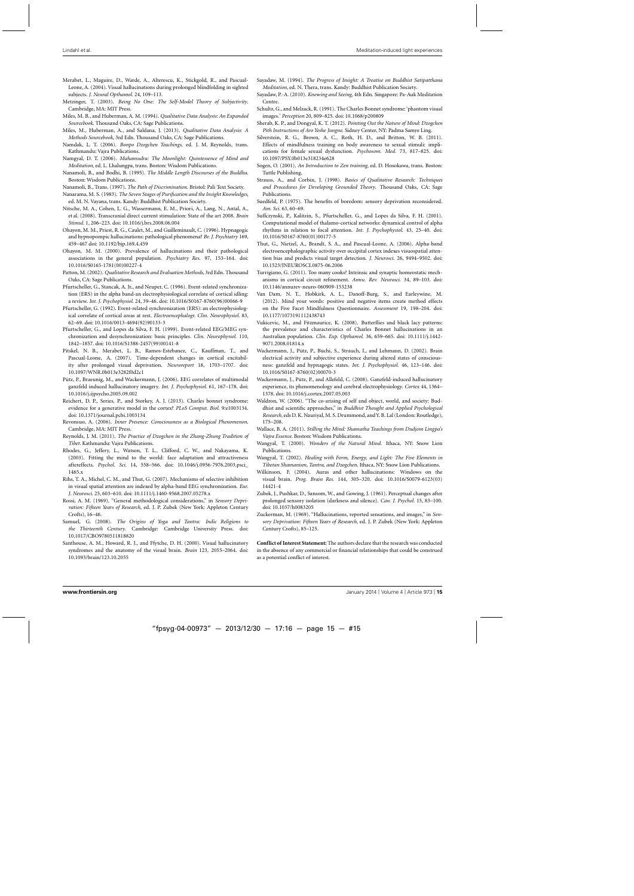Merabet, L., Maguire, D., Warde, A., Alterescu, K., Stickgold, R., and Pascual-Leone, A. (2004). Visual hallucinations during prolonged blindfolding in sighted subjects. *J. Neural Opthamol.* 24, 109–113.

Metzinger, T. (2003). *Being No One: The Self-Model Theory of Subjectivity*. Cambridge, MA: MIT Press.

Miles, M. B., and Huberman, A. M. (1994). *Qualitative Data Analysis: An Expanded Sourcebook*. Thousand Oaks, CA: Sage Publications.

Miles, M., Huberman, A., and Saldana, J. (2013). *Qualitative Data Analysis: A Methods Sourcebook*, 3rd Edn. Thousand Oaks, CA: Sage Publications.

Namdak, L. T. (2006). *Bonpo Dzogchen Teachings*, ed. J. M. Reynolds, trans. Kathmandu: Vajra Publications.

Namgyal, D. T. (2006). *Mahamudra: The Moonlight: Quintessence of Mind and Meditation*, ed. L. Lhalungpa, trans. Boston: Wisdom Publications.

Nanamoli, B., and Bodhi, B. (1995). *The Middle Length Discourses of the Buddha*. Boston: Wisdom Publications.

Nanamoli, B., Trans. (1997). *The Path of Discrimination*. Bristol: Pali Text Society.

Nanarama, M. S. (1983). *The Seven Stages of Purification and the Insight Knowledges*, ed. M. N. Vayana, trans. Kandy: Buddhist Publication Society.

Nitsche, M. A., Cohen, L. G., Wassermann, E. M., Priori, A., Lang, N., Antal, A., et al. (2008). Transcranial direct current stimulation: State of the art 2008. *Brain Stimul.* 1, 206–223. doi: 10.1016/j.brs.2008.06.004

Ohayon, M. M., Priest, R. G., Caulet, M., and Guilleminault, C. (1996). Hypnagogic and hypnopompic hallucinations: pathological phenomena? *Br. J. Psychiatry* 169, 459–467 doi: 10.1192/bjp.169.4.459

Ohayon, M. M. (2000). Prevalence of hallucinations and their pathological associations in the general population. *Psychiatry Res.* 97, 153–164. doi: 10.1016/S0165-1781(00)00227-4

Patton, M. (2002). *Qualitative Research and Evaluation Methods*, 3rd Edn. Thousand Oaks, CA: Sage Publications.

Pfurtscheller, G., Stancak, A. Jr., and Neuper, C. (1996). Event-related synchronization (ERS) in the alpha band-an electrophysiological correlate of cortical idling: a review. *Int. J. Psychophysiol.* 24, 39–46. doi: 10.1016/S0167-8760(96)00066-9

Pfurtscheller, G. (1992). Event-related synchronization (ERS): an electrophysiological correlate of cortical areas at rest. *Electroencephalogr. Clin. Neurophysiol.* 83, 62–69. doi: 10.1016/0013-4694(92)90133-3

Pfurtscheller, G., and Lopes da Silva, F. H. (1999). Event-related EEG/MEG synchronization and desynchronization: basic principles. *Clin. Neurophysiol.* 110, 1842–1857. doi: 10.1016/S1388-2457(99)00141-8

Pitskel, N. B., Merabet, L. B., Ramos-Estebanez, C., Kauffman, T., and Pascual-Leone, A. (2007). Time-dependent changes in cortical excitability after prolonged visual deprivation. *Neuroreport* 18, 1703–1707. doi: 10.1097/WNR.0b013e3282f1d2c1

Pütz, P., Braeunig, M., and Wackermann, J. (2006). EEG correlates of multimodal ganzfeld induced hallucinatory imagery. *Int. J. Psychophysiol.* 61, 167–178. doi: 10.1016/j.ijpsycho.2005.09.002

Reichert, D. P., Series, P., and Storkey, A. J. (2013). Charles bonnet syndrome: evidence for a generative model in the cortex? *PLoS Comput. Biol.* 9:e1003134. doi: 10.1371/journal.pcbi.1003134

Revonsuo, A. (2006). *Inner Presence: Consciousness as a Biological Phenomenon*. Cambridge, MA: MIT Press.

Reynolds, J. M. (2011). *The Practice of Dzogchen in the Zhang-Zhung Tradition of Tibet*. Kathmandu: Vajra Publications.

Rhodes, G., Jeffery, L., Watson, T. L., Clifford, C. W., and Nakayama, K. (2003). Fitting the mind to the world: face adaptation and attractiveness aftereffects. *Psychol. Sci.* 14, 558–566. doi: 10.1046/j.0956-7976.2003.psci_1465.x

Rihs, T. A., Michel, C. M., and Thut, G. (2007). Mechanisms of selective inhibition in visual spatial attention are indexed by alpha-band EEG synchronization. *Eur. J. Neurosci.* 25, 603–610. doi: 10.1111/j.1460-9568.2007.05278.x

Rossi, A. M. (1969). "General methodological considerations," in *Sensory Deprivation: Fifteen Years of Research*, ed. J. P. Zubek (New York: Appleton Century Crofts), 16–46.

Samuel, G. (2008). *The Origins of Yoga and Tantra: Indic Religions to the Thirteenth Century.* Cambridge: Cambridge University Press. doi: 10.1017/CBO9780511818820

Santhouse, A. M., Howard, R. J., and Ffytche, D. H. (2000). Visual hallucinatory syndromes and the anatomy of the visual brain. *Brain* 123, 2055–2064. doi: 10.1093/brain/123.10.2055

Sayadaw, M. (1994). *The Progress of Insight: A Treatise on Buddhist Satipatthana Meditation*, ed. N. Thera, trans. Kandy: Buddhist Publication Society.

Sayadaw, P.-A. (2010). *Knowing and Seeing*, 4th Edn. Singapore: Pa-Auk Meditation Centre.

Schultz, G., and Melzack, R. (1991). The Charles Bonnet syndrome: 'phantom visual images.' *Perception* 20, 809–825. doi: 10.1068/p200809

Sherab, K. P., and Dongyal, K. T. (2012). *Pointing Out the Nature of Mind: Dzogchen Pith Instructions of Aro Yeshe Jungne*. Sidney Center, NY: Padma Samye Ling.

Silverstein, R. G., Brown, A. C., Roth, H. D., and Britton, W. B. (2011). Effects of mindfulness training on body awareness to sexual stimuli: implications for female sexual dysfunction. *Psychosom. Med.* 73, 817–825. doi: 10.1097/PSY.0b013e318234e628

Sogen, O. (2001). *An Introduction to Zen training*, ed. D. H. Hosokawa, trans. Boston: Tuttle Publishing.

Strauss, A., and Corbin, J. (1998). *Basics of Qualitative Research: Techniques and Procedures for Developing Grounded Theory*. Thousand Oaks, CA: Sage Publications.

Suedfeld, P. (1975). The benefits of boredom: sensory deprivation reconsidered. *Am. Sci.* 63, 60–69.

Suffczynski, P., Kalitzin, S., Pfurtscheller, G., and Lopes da Silva, F. H. (2001). Computational model of thalamo-cortical networks: dynamical control of alpha rhythms in relation to focal attention. *Int. J. Psychophysiol.* 43, 25–40. doi: 10.1016/S0167-8760(01)00177-5

Thut, G., Nietzel, A., Brandt, S. A., and Pascual-Leone, A. (2006). Alpha-band electroencephalographic activity over occipital cortex indexes visuospatial attention bias and predicts visual target detection. *J. Neurosci.* 26, 9494–9502. doi: 10.1523/JNEUROSCI.0875-06.2006

Turrigiano, G. (2011). Too many cooks? Intrinsic and synaptic homeostatic mechanisms in cortical circuit refinement. *Annu. Rev. Neurosci.* 34, 89–103. doi: 10.1146/annurev-neuro-060909-153238

Van Dam, N. T., Hobkirk, A. L., Danoff-Burg, S., and Earleywine, M. (2012). Mind your words: positive and negative items create method effects on the Five Facet Mindfulness Questionnaire. *Assessment* 19, 198–204. doi: 10.1177/1073191112438743

Vukicevic, M., and Fitzmaurice, K. (2008). Butterflies and black lacy patterns: the prevalence and characteristics of Charles Bonnet hallucinations in an Australian population. *Clin. Exp. Opthamol.* 36, 659–665. doi: 10.1111/j.1442-9071.2008.01814.x

Wackermann, J., Pütz, P., Büchi, S., Strauch, I., and Lehmann, D. (2002). Brain electrical activity and subjective experience during altered states of consciousness: ganzfeld and hypnagogic states. *Int. J. Psychophysiol.* 46, 123–146. doi: 10.1016/S0167-8760(02)00070-3

Wackermann, J., Pütz, P., and Allefeld, C. (2008). Ganzfeld-induced hallucinatory experience, its phenomenology and cerebral electrophysiology. *Cortex* 44, 1364–1378. doi: 10.1016/j.cortex.2007.05.003

Waldron, W. (2006). "The co-arising of self and object, world, and society: Buddhist and scientific approaches," in *Buddhist Thought and Applied Psychological Research*, eds D. K. Nauriyal, M. S. Drummond, and Y. B. Lal (London: Routledge), 175–208.

Wallace, B. A. (2011). *Stilling the Mind: Shamatha Teachings from Dudjom Lingpa's Vajra Essence*. Boston: Wisdom Publications.

Wangyal, T. (2000). *Wonders of the Natural Mind*. Ithaca, NY: Snow Lion Publications.

Wangyal, T. (2002). *Healing with Form, Energy, and Light: The Five Elements in Tibetan Shamanism, Tantra, and Dzogchen*. Ithaca, NY: Snow Lion Publications.

Wilkinson, F. (2004). Auras and other hallucinations: Windows on the visual brain. *Prog. Brain Res.* 144, 305–320. doi: 10.1016/S0079-6123(03)14421-4

Zubek, J., Pushkar, D., Sansom, W., and Gowing, J. (1961). Perceptual changes after prolonged sensory isolation (darkness and silence). *Can. J. Psychol.* 15, 83–100. doi: 10.1037/h0083205

Zuckerman, M. (1969). "Hallucinations, reported sensations, and images," in *Sensory Deprivation: Fifteen Years of Research*, ed. J. P. Zubek (New York: Appleton Century Crofts), 85–125.

**Conflict of Interest Statement:** The authors declare that the research was conducted in the absence of any commercial or financial relationships that could be construed as a potential conflict of interest.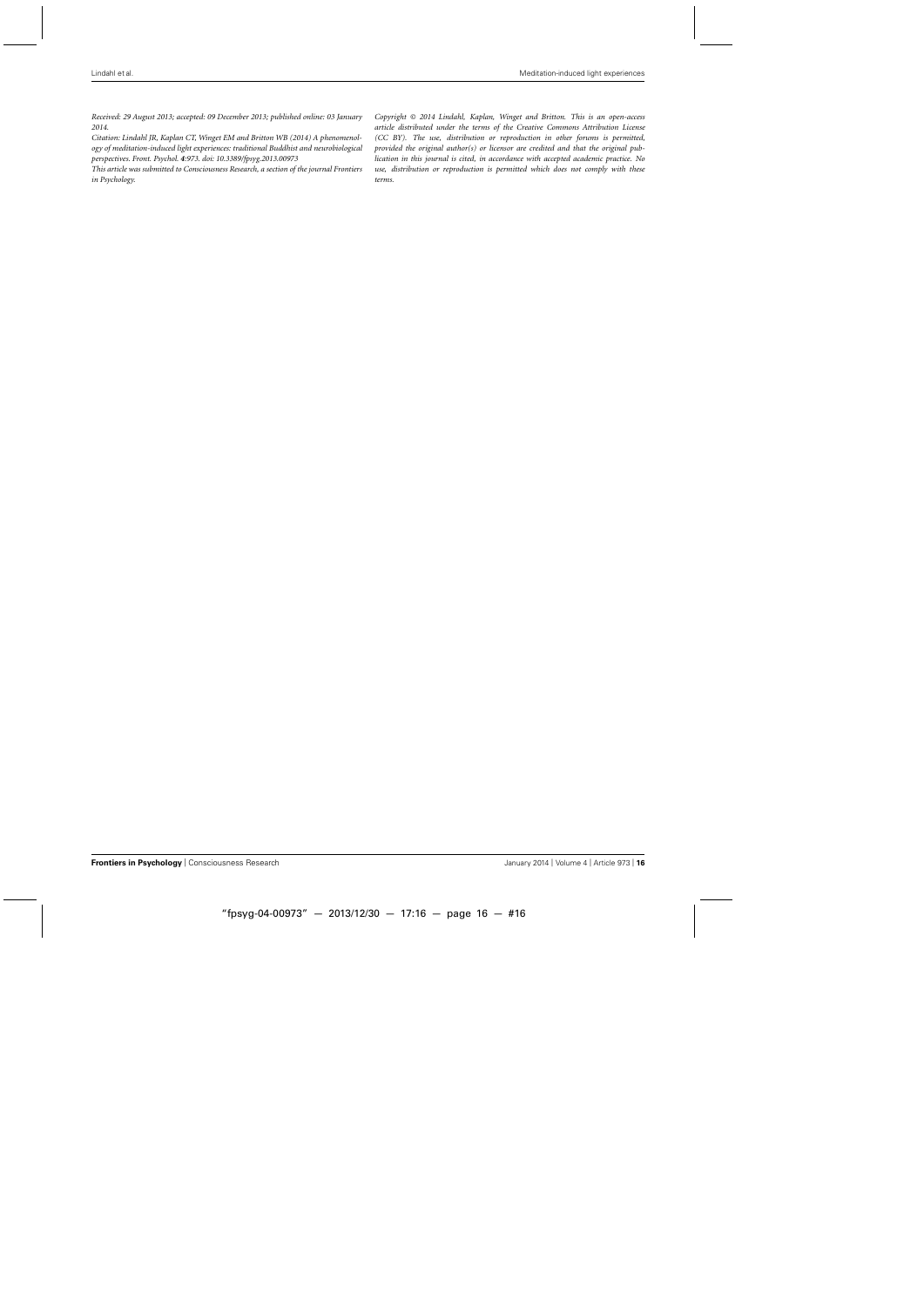*Received: 29 August 2013; accepted: 09 December 2013; published online: 03 January 2014.*

*Citation: Lindahl JR, Kaplan CT, Winget EM and Britton WB (2014) A phenomenology of meditation-induced light experiences: traditional Buddhist and neurobiological perspectives. Front. Psychol.* ***4****:973. doi: 10.3389/fpsyg.2013.00973*

*This article was submitted to Consciousness Research, a section of the journal Frontiers in Psychology.*

*Copyright © 2014 Lindahl, Kaplan, Winget and Britton. This is an open-access article distributed under the terms of the Creative Commons Attribution License (CC BY). The use, distribution or reproduction in other forums is permitted, provided the original author(s) or licensor are credited and that the original publication in this journal is cited, in accordance with accepted academic practice. No use, distribution or reproduction is permitted which does not comply with these terms.*